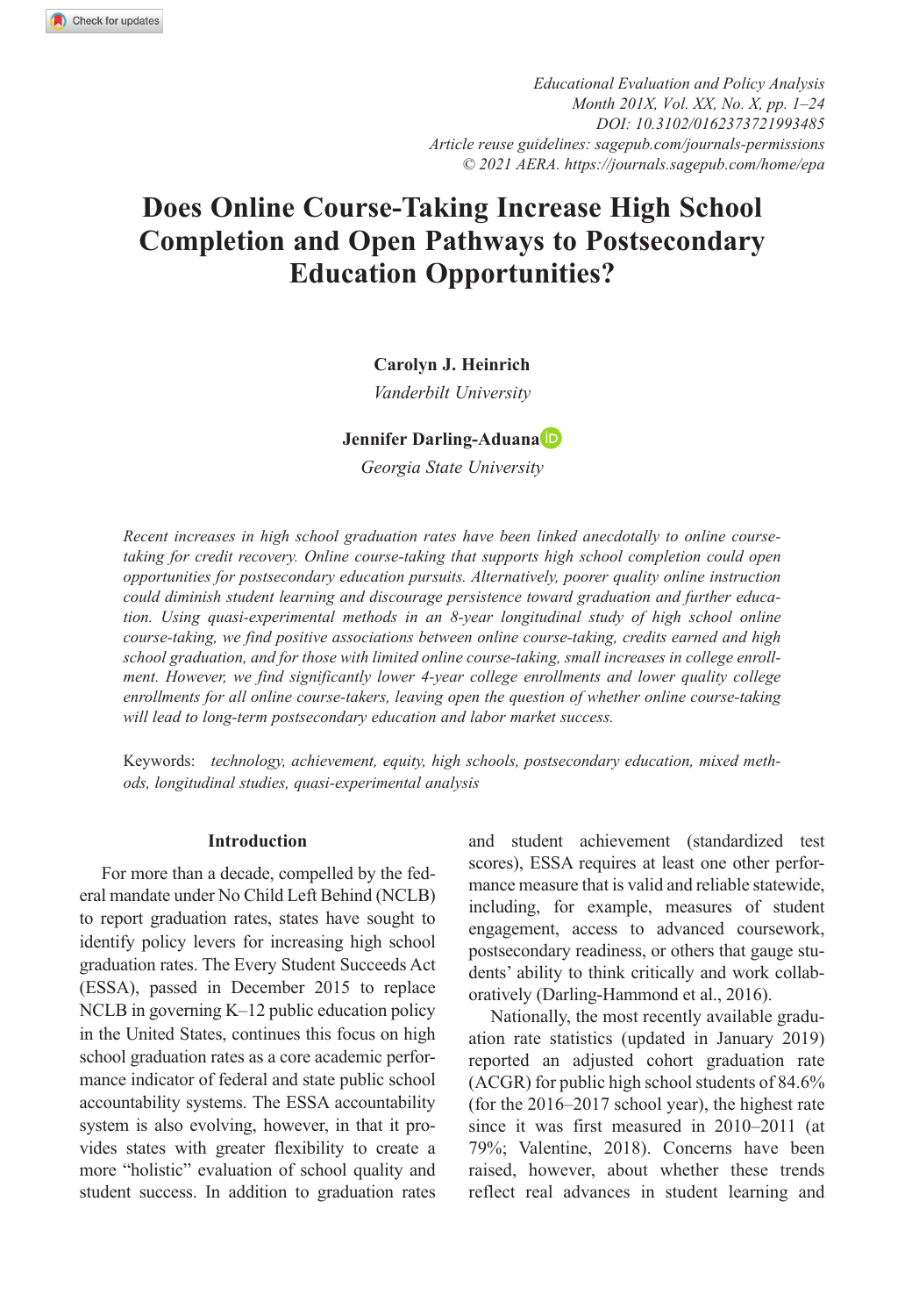*Educational Evaluation and Policy Analysis*
*Month 201X, Vol. XX, No. X, pp. 1–24*
*DOI: 10.3102/0162373721993485*
*Article reuse guidelines: sagepub.com/journals-permissions*
*© 2021 AERA. https://journals.sagepub.com/home/epa*

# Does Online Course-Taking Increase High School Completion and Open Pathways to Postsecondary Education Opportunities?

**Carolyn J. Heinrich**
*Vanderbilt University*

**Jennifer Darling-Aduana**
*Georgia State University*

*Recent increases in high school graduation rates have been linked anecdotally to online course-taking for credit recovery. Online course-taking that supports high school completion could open opportunities for postsecondary education pursuits. Alternatively, poorer quality online instruction could diminish student learning and discourage persistence toward graduation and further education. Using quasi-experimental methods in an 8-year longitudinal study of high school online course-taking, we find positive associations between online course-taking, credits earned and high school graduation, and for those with limited online course-taking, small increases in college enrollment. However, we find significantly lower 4-year college enrollments and lower quality college enrollments for all online course-takers, leaving open the question of whether online course-taking will lead to long-term postsecondary education and labor market success.*

Keywords: *technology, achievement, equity, high schools, postsecondary education, mixed methods, longitudinal studies, quasi-experimental analysis*

## Introduction

For more than a decade, compelled by the federal mandate under No Child Left Behind (NCLB) to report graduation rates, states have sought to identify policy levers for increasing high school graduation rates. The Every Student Succeeds Act (ESSA), passed in December 2015 to replace NCLB in governing K–12 public education policy in the United States, continues this focus on high school graduation rates as a core academic performance indicator of federal and state public school accountability systems. The ESSA accountability system is also evolving, however, in that it provides states with greater flexibility to create a more "holistic" evaluation of school quality and student success. In addition to graduation rates and student achievement (standardized test scores), ESSA requires at least one other performance measure that is valid and reliable statewide, including, for example, measures of student engagement, access to advanced coursework, postsecondary readiness, or others that gauge students' ability to think critically and work collaboratively (Darling-Hammond et al., 2016).

Nationally, the most recently available graduation rate statistics (updated in January 2019) reported an adjusted cohort graduation rate (ACGR) for public high school students of 84.6% (for the 2016–2017 school year), the highest rate since it was first measured in 2010–2011 (at 79%; Valentine, 2018). Concerns have been raised, however, about whether these trends reflect real advances in student learning and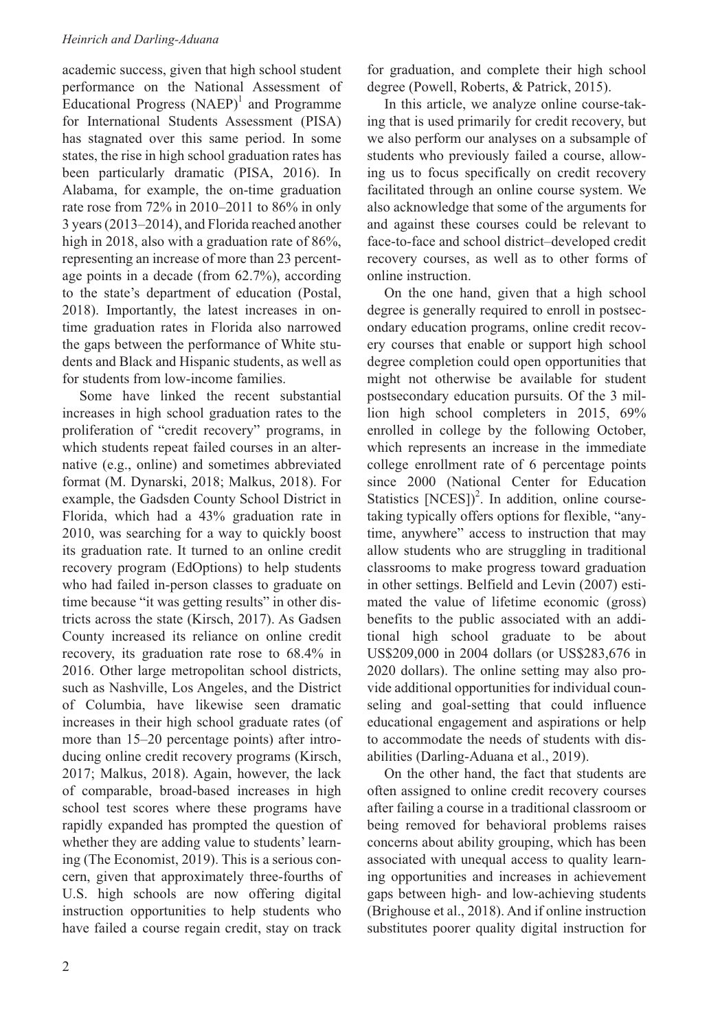academic success, given that high school student performance on the National Assessment of Educational Progress (NAEP)[1] and Programme for International Students Assessment (PISA) has stagnated over this same period. In some states, the rise in high school graduation rates has been particularly dramatic (PISA, 2016). In Alabama, for example, the on-time graduation rate rose from 72% in 2010–2011 to 86% in only 3 years (2013–2014), and Florida reached another high in 2018, also with a graduation rate of 86%, representing an increase of more than 23 percentage points in a decade (from 62.7%), according to the state's department of education (Postal, 2018). Importantly, the latest increases in on-time graduation rates in Florida also narrowed the gaps between the performance of White students and Black and Hispanic students, as well as for students from low-income families.

Some have linked the recent substantial increases in high school graduation rates to the proliferation of "credit recovery" programs, in which students repeat failed courses in an alternative (e.g., online) and sometimes abbreviated format (M. Dynarski, 2018; Malkus, 2018). For example, the Gadsden County School District in Florida, which had a 43% graduation rate in 2010, was searching for a way to quickly boost its graduation rate. It turned to an online credit recovery program (EdOptions) to help students who had failed in-person classes to graduate on time because "it was getting results" in other districts across the state (Kirsch, 2017). As Gadsen County increased its reliance on online credit recovery, its graduation rate rose to 68.4% in 2016. Other large metropolitan school districts, such as Nashville, Los Angeles, and the District of Columbia, have likewise seen dramatic increases in their high school graduate rates (of more than 15–20 percentage points) after introducing online credit recovery programs (Kirsch, 2017; Malkus, 2018). Again, however, the lack of comparable, broad-based increases in high school test scores where these programs have rapidly expanded has prompted the question of whether they are adding value to students' learning (The Economist, 2019). This is a serious concern, given that approximately three-fourths of U.S. high schools are now offering digital instruction opportunities to help students who have failed a course regain credit, stay on track for graduation, and complete their high school degree (Powell, Roberts, & Patrick, 2015).

In this article, we analyze online course-taking that is used primarily for credit recovery, but we also perform our analyses on a subsample of students who previously failed a course, allowing us to focus specifically on credit recovery facilitated through an online course system. We also acknowledge that some of the arguments for and against these courses could be relevant to face-to-face and school district–developed credit recovery courses, as well as to other forms of online instruction.

On the one hand, given that a high school degree is generally required to enroll in postsecondary education programs, online credit recovery courses that enable or support high school degree completion could open opportunities that might not otherwise be available for student postsecondary education pursuits. Of the 3 million high school completers in 2015, 69% enrolled in college by the following October, which represents an increase in the immediate college enrollment rate of 6 percentage points since 2000 (National Center for Education Statistics [NCES])[2]. In addition, online course-taking typically offers options for flexible, "anytime, anywhere" access to instruction that may allow students who are struggling in traditional classrooms to make progress toward graduation in other settings. Belfield and Levin (2007) estimated the value of lifetime economic (gross) benefits to the public associated with an additional high school graduate to be about US$209,000 in 2004 dollars (or US$283,676 in 2020 dollars). The online setting may also provide additional opportunities for individual counseling and goal-setting that could influence educational engagement and aspirations or help to accommodate the needs of students with disabilities (Darling-Aduana et al., 2019).

On the other hand, the fact that students are often assigned to online credit recovery courses after failing a course in a traditional classroom or being removed for behavioral problems raises concerns about ability grouping, which has been associated with unequal access to quality learning opportunities and increases in achievement gaps between high- and low-achieving students (Brighouse et al., 2018). And if online instruction substitutes poorer quality digital instruction for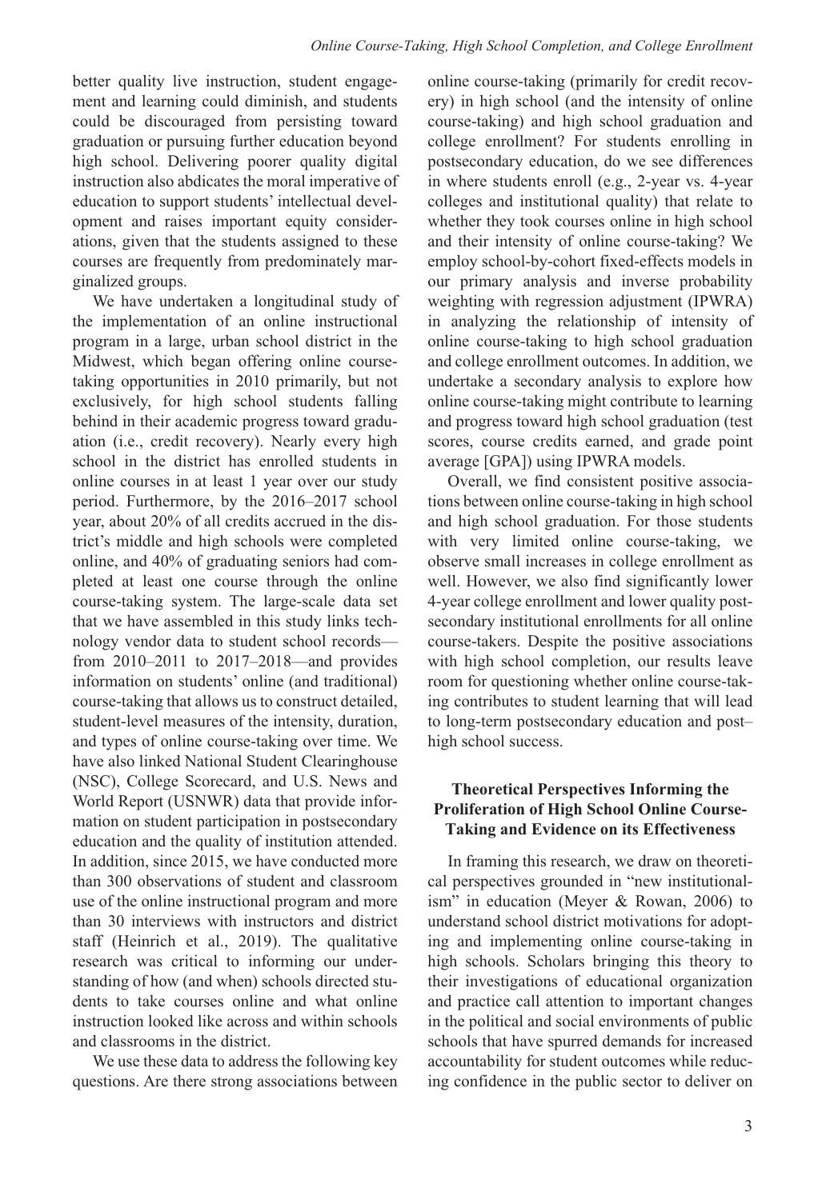better quality live instruction, student engagement and learning could diminish, and students could be discouraged from persisting toward graduation or pursuing further education beyond high school. Delivering poorer quality digital instruction also abdicates the moral imperative of education to support students' intellectual development and raises important equity considerations, given that the students assigned to these courses are frequently from predominately marginalized groups.

We have undertaken a longitudinal study of the implementation of an online instructional program in a large, urban school district in the Midwest, which began offering online course-taking opportunities in 2010 primarily, but not exclusively, for high school students falling behind in their academic progress toward graduation (i.e., credit recovery). Nearly every high school in the district has enrolled students in online courses in at least 1 year over our study period. Furthermore, by the 2016–2017 school year, about 20% of all credits accrued in the district's middle and high schools were completed online, and 40% of graduating seniors had completed at least one course through the online course-taking system. The large-scale data set that we have assembled in this study links technology vendor data to student school records—from 2010–2011 to 2017–2018—and provides information on students' online (and traditional) course-taking that allows us to construct detailed, student-level measures of the intensity, duration, and types of online course-taking over time. We have also linked National Student Clearinghouse (NSC), College Scorecard, and U.S. News and World Report (USNWR) data that provide information on student participation in postsecondary education and the quality of institution attended. In addition, since 2015, we have conducted more than 300 observations of student and classroom use of the online instructional program and more than 30 interviews with instructors and district staff (Heinrich et al., 2019). The qualitative research was critical to informing our understanding of how (and when) schools directed students to take courses online and what online instruction looked like across and within schools and classrooms in the district.

We use these data to address the following key questions. Are there strong associations between online course-taking (primarily for credit recovery) in high school (and the intensity of online course-taking) and high school graduation and college enrollment? For students enrolling in postsecondary education, do we see differences in where students enroll (e.g., 2-year vs. 4-year colleges and institutional quality) that relate to whether they took courses online in high school and their intensity of online course-taking? We employ school-by-cohort fixed-effects models in our primary analysis and inverse probability weighting with regression adjustment (IPWRA) in analyzing the relationship of intensity of online course-taking to high school graduation and college enrollment outcomes. In addition, we undertake a secondary analysis to explore how online course-taking might contribute to learning and progress toward high school graduation (test scores, course credits earned, and grade point average [GPA]) using IPWRA models.

Overall, we find consistent positive associations between online course-taking in high school and high school graduation. For those students with very limited online course-taking, we observe small increases in college enrollment as well. However, we also find significantly lower 4-year college enrollment and lower quality postsecondary institutional enrollments for all online course-takers. Despite the positive associations with high school completion, our results leave room for questioning whether online course-taking contributes to student learning that will lead to long-term postsecondary education and post–high school success.

## Theoretical Perspectives Informing the Proliferation of High School Online Course-Taking and Evidence on its Effectiveness

In framing this research, we draw on theoretical perspectives grounded in "new institutionalism" in education (Meyer & Rowan, 2006) to understand school district motivations for adopting and implementing online course-taking in high schools. Scholars bringing this theory to their investigations of educational organization and practice call attention to important changes in the political and social environments of public schools that have spurred demands for increased accountability for student outcomes while reducing confidence in the public sector to deliver on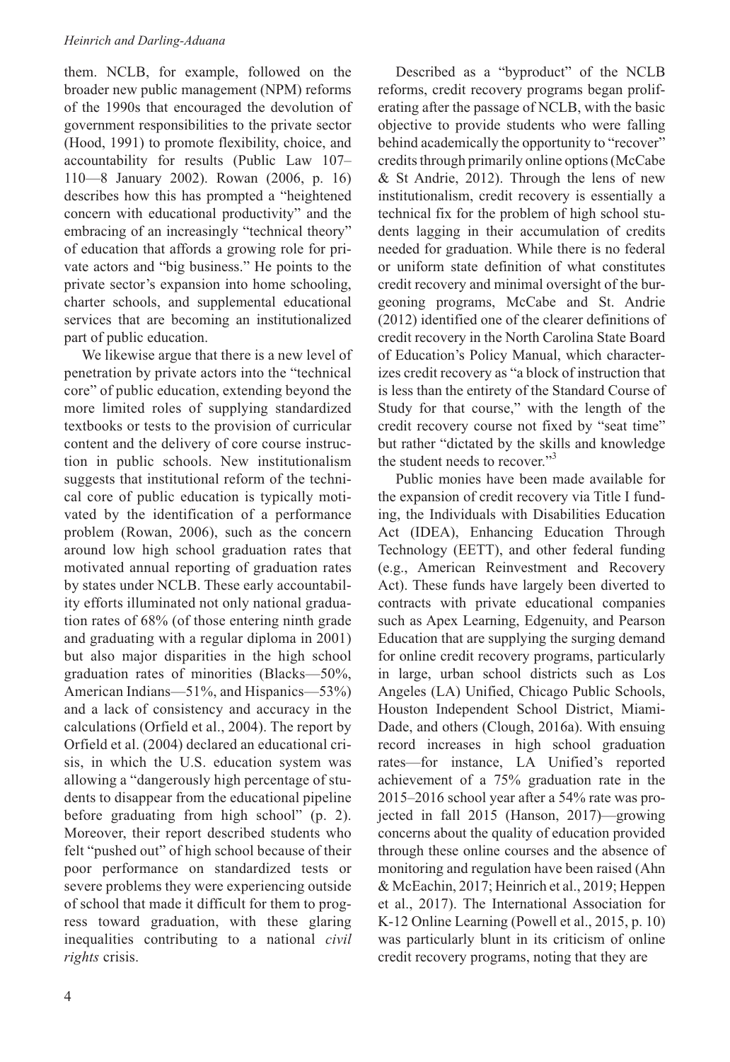them. NCLB, for example, followed on the broader new public management (NPM) reforms of the 1990s that encouraged the devolution of government responsibilities to the private sector (Hood, 1991) to promote flexibility, choice, and accountability for results (Public Law 107–110—8 January 2002). Rowan (2006, p. 16) describes how this has prompted a "heightened concern with educational productivity" and the embracing of an increasingly "technical theory" of education that affords a growing role for private actors and "big business." He points to the private sector's expansion into home schooling, charter schools, and supplemental educational services that are becoming an institutionalized part of public education.

We likewise argue that there is a new level of penetration by private actors into the "technical core" of public education, extending beyond the more limited roles of supplying standardized textbooks or tests to the provision of curricular content and the delivery of core course instruction in public schools. New institutionalism suggests that institutional reform of the technical core of public education is typically motivated by the identification of a performance problem (Rowan, 2006), such as the concern around low high school graduation rates that motivated annual reporting of graduation rates by states under NCLB. These early accountability efforts illuminated not only national graduation rates of 68% (of those entering ninth grade and graduating with a regular diploma in 2001) but also major disparities in the high school graduation rates of minorities (Blacks—50%, American Indians—51%, and Hispanics—53%) and a lack of consistency and accuracy in the calculations (Orfield et al., 2004). The report by Orfield et al. (2004) declared an educational crisis, in which the U.S. education system was allowing a "dangerously high percentage of students to disappear from the educational pipeline before graduating from high school" (p. 2). Moreover, their report described students who felt "pushed out" of high school because of their poor performance on standardized tests or severe problems they were experiencing outside of school that made it difficult for them to progress toward graduation, with these glaring inequalities contributing to a national *civil rights* crisis.

Described as a "byproduct" of the NCLB reforms, credit recovery programs began proliferating after the passage of NCLB, with the basic objective to provide students who were falling behind academically the opportunity to "recover" credits through primarily online options (McCabe & St Andrie, 2012). Through the lens of new institutionalism, credit recovery is essentially a technical fix for the problem of high school students lagging in their accumulation of credits needed for graduation. While there is no federal or uniform state definition of what constitutes credit recovery and minimal oversight of the burgeoning programs, McCabe and St. Andrie (2012) identified one of the clearer definitions of credit recovery in the North Carolina State Board of Education's Policy Manual, which characterizes credit recovery as "a block of instruction that is less than the entirety of the Standard Course of Study for that course," with the length of the credit recovery course not fixed by "seat time" but rather "dictated by the skills and knowledge the student needs to recover."[3]

Public monies have been made available for the expansion of credit recovery via Title I funding, the Individuals with Disabilities Education Act (IDEA), Enhancing Education Through Technology (EETT), and other federal funding (e.g., American Reinvestment and Recovery Act). These funds have largely been diverted to contracts with private educational companies such as Apex Learning, Edgenuity, and Pearson Education that are supplying the surging demand for online credit recovery programs, particularly in large, urban school districts such as Los Angeles (LA) Unified, Chicago Public Schools, Houston Independent School District, Miami-Dade, and others (Clough, 2016a). With ensuing record increases in high school graduation rates—for instance, LA Unified's reported achievement of a 75% graduation rate in the 2015–2016 school year after a 54% rate was projected in fall 2015 (Hanson, 2017)—growing concerns about the quality of education provided through these online courses and the absence of monitoring and regulation have been raised (Ahn & McEachin, 2017; Heinrich et al., 2019; Heppen et al., 2017). The International Association for K-12 Online Learning (Powell et al., 2015, p. 10) was particularly blunt in its criticism of online credit recovery programs, noting that they are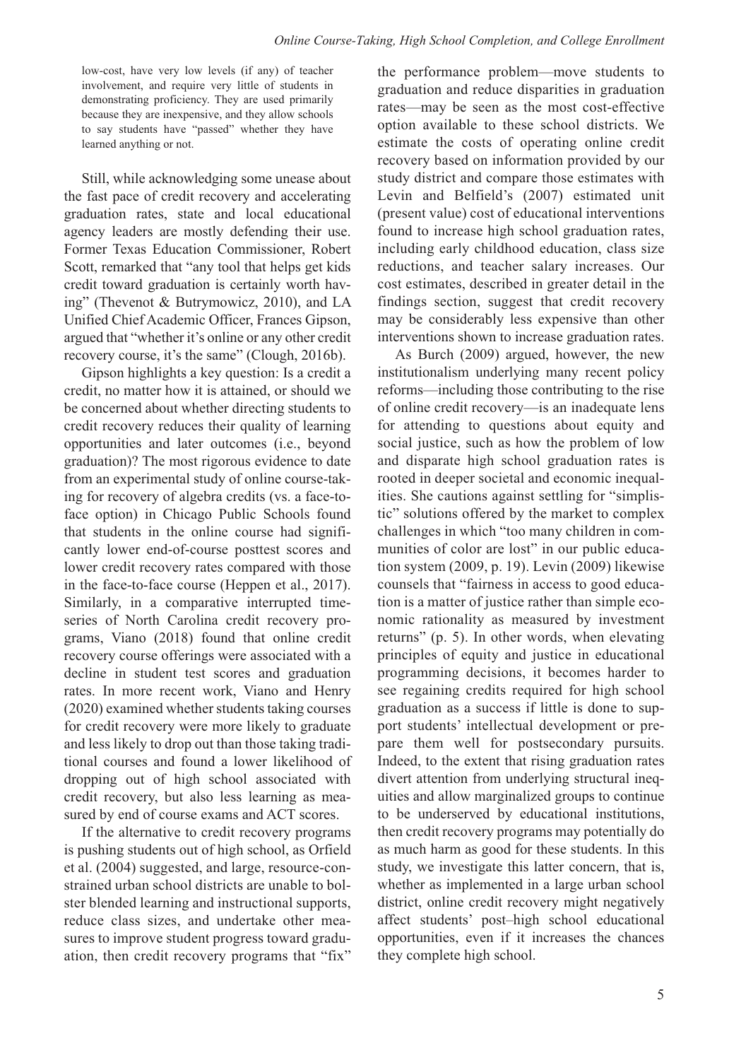low-cost, have very low levels (if any) of teacher involvement, and require very little of students in demonstrating proficiency. They are used primarily because they are inexpensive, and they allow schools to say students have "passed" whether they have learned anything or not.

Still, while acknowledging some unease about the fast pace of credit recovery and accelerating graduation rates, state and local educational agency leaders are mostly defending their use. Former Texas Education Commissioner, Robert Scott, remarked that "any tool that helps get kids credit toward graduation is certainly worth having" (Thevenot & Butrymowicz, 2010), and LA Unified Chief Academic Officer, Frances Gipson, argued that "whether it's online or any other credit recovery course, it's the same" (Clough, 2016b).

Gipson highlights a key question: Is a credit a credit, no matter how it is attained, or should we be concerned about whether directing students to credit recovery reduces their quality of learning opportunities and later outcomes (i.e., beyond graduation)? The most rigorous evidence to date from an experimental study of online course-taking for recovery of algebra credits (vs. a face-to-face option) in Chicago Public Schools found that students in the online course had significantly lower end-of-course posttest scores and lower credit recovery rates compared with those in the face-to-face course (Heppen et al., 2017). Similarly, in a comparative interrupted time-series of North Carolina credit recovery programs, Viano (2018) found that online credit recovery course offerings were associated with a decline in student test scores and graduation rates. In more recent work, Viano and Henry (2020) examined whether students taking courses for credit recovery were more likely to graduate and less likely to drop out than those taking traditional courses and found a lower likelihood of dropping out of high school associated with credit recovery, but also less learning as measured by end of course exams and ACT scores.

If the alternative to credit recovery programs is pushing students out of high school, as Orfield et al. (2004) suggested, and large, resource-constrained urban school districts are unable to bolster blended learning and instructional supports, reduce class sizes, and undertake other measures to improve student progress toward graduation, then credit recovery programs that "fix" the performance problem—move students to graduation and reduce disparities in graduation rates—may be seen as the most cost-effective option available to these school districts. We estimate the costs of operating online credit recovery based on information provided by our study district and compare those estimates with Levin and Belfield's (2007) estimated unit (present value) cost of educational interventions found to increase high school graduation rates, including early childhood education, class size reductions, and teacher salary increases. Our cost estimates, described in greater detail in the findings section, suggest that credit recovery may be considerably less expensive than other interventions shown to increase graduation rates.

As Burch (2009) argued, however, the new institutionalism underlying many recent policy reforms—including those contributing to the rise of online credit recovery—is an inadequate lens for attending to questions about equity and social justice, such as how the problem of low and disparate high school graduation rates is rooted in deeper societal and economic inequalities. She cautions against settling for "simplistic" solutions offered by the market to complex challenges in which "too many children in communities of color are lost" in our public education system (2009, p. 19). Levin (2009) likewise counsels that "fairness in access to good education is a matter of justice rather than simple economic rationality as measured by investment returns" (p. 5). In other words, when elevating principles of equity and justice in educational programming decisions, it becomes harder to see regaining credits required for high school graduation as a success if little is done to support students' intellectual development or prepare them well for postsecondary pursuits. Indeed, to the extent that rising graduation rates divert attention from underlying structural inequities and allow marginalized groups to continue to be underserved by educational institutions, then credit recovery programs may potentially do as much harm as good for these students. In this study, we investigate this latter concern, that is, whether as implemented in a large urban school district, online credit recovery might negatively affect students' post–high school educational opportunities, even if it increases the chances they complete high school.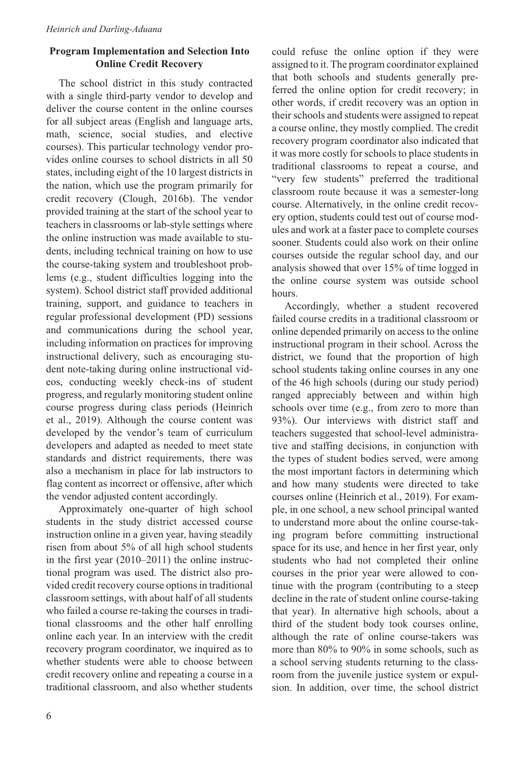### Program Implementation and Selection Into Online Credit Recovery

The school district in this study contracted with a single third-party vendor to develop and deliver the course content in the online courses for all subject areas (English and language arts, math, science, social studies, and elective courses). This particular technology vendor provides online courses to school districts in all 50 states, including eight of the 10 largest districts in the nation, which use the program primarily for credit recovery (Clough, 2016b). The vendor provided training at the start of the school year to teachers in classrooms or lab-style settings where the online instruction was made available to students, including technical training on how to use the course-taking system and troubleshoot problems (e.g., student difficulties logging into the system). School district staff provided additional training, support, and guidance to teachers in regular professional development (PD) sessions and communications during the school year, including information on practices for improving instructional delivery, such as encouraging student note-taking during online instructional videos, conducting weekly check-ins of student progress, and regularly monitoring student online course progress during class periods (Heinrich et al., 2019). Although the course content was developed by the vendor's team of curriculum developers and adapted as needed to meet state standards and district requirements, there was also a mechanism in place for lab instructors to flag content as incorrect or offensive, after which the vendor adjusted content accordingly.

Approximately one-quarter of high school students in the study district accessed course instruction online in a given year, having steadily risen from about 5% of all high school students in the first year (2010–2011) the online instructional program was used. The district also provided credit recovery course options in traditional classroom settings, with about half of all students who failed a course re-taking the courses in traditional classrooms and the other half enrolling online each year. In an interview with the credit recovery program coordinator, we inquired as to whether students were able to choose between credit recovery online and repeating a course in a traditional classroom, and also whether students could refuse the online option if they were assigned to it. The program coordinator explained that both schools and students generally preferred the online option for credit recovery; in other words, if credit recovery was an option in their schools and students were assigned to repeat a course online, they mostly complied. The credit recovery program coordinator also indicated that it was more costly for schools to place students in traditional classrooms to repeat a course, and "very few students" preferred the traditional classroom route because it was a semester-long course. Alternatively, in the online credit recovery option, students could test out of course modules and work at a faster pace to complete courses sooner. Students could also work on their online courses outside the regular school day, and our analysis showed that over 15% of time logged in the online course system was outside school hours.

Accordingly, whether a student recovered failed course credits in a traditional classroom or online depended primarily on access to the online instructional program in their school. Across the district, we found that the proportion of high school students taking online courses in any one of the 46 high schools (during our study period) ranged appreciably between and within high schools over time (e.g., from zero to more than 93%). Our interviews with district staff and teachers suggested that school-level administrative and staffing decisions, in conjunction with the types of student bodies served, were among the most important factors in determining which and how many students were directed to take courses online (Heinrich et al., 2019). For example, in one school, a new school principal wanted to understand more about the online course-taking program before committing instructional space for its use, and hence in her first year, only students who had not completed their online courses in the prior year were allowed to continue with the program (contributing to a steep decline in the rate of student online course-taking that year). In alternative high schools, about a third of the student body took courses online, although the rate of online course-takers was more than 80% to 90% in some schools, such as a school serving students returning to the classroom from the juvenile justice system or expulsion. In addition, over time, the school district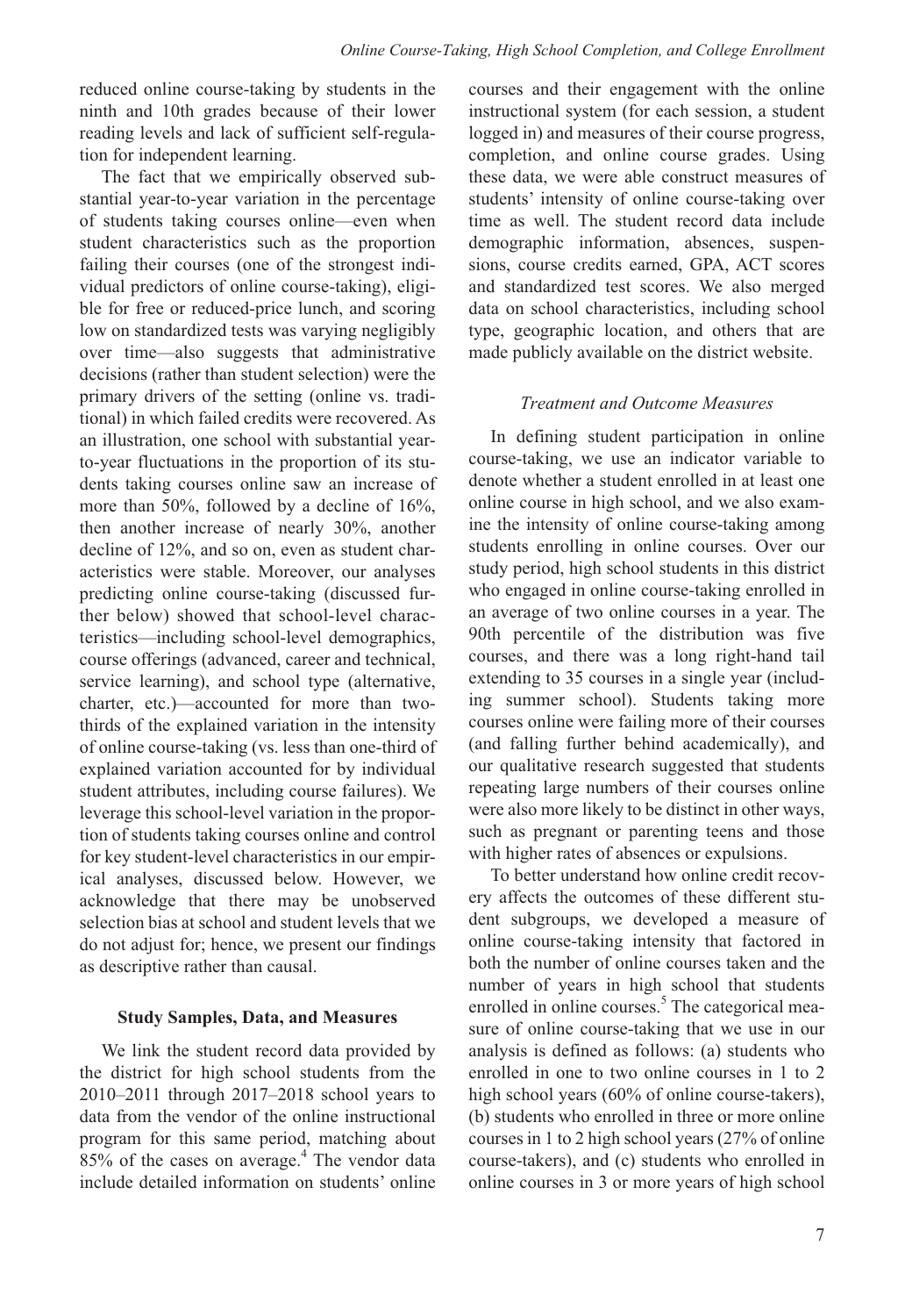reduced online course-taking by students in the ninth and 10th grades because of their lower reading levels and lack of sufficient self-regulation for independent learning.

The fact that we empirically observed substantial year-to-year variation in the percentage of students taking courses online—even when student characteristics such as the proportion failing their courses (one of the strongest individual predictors of online course-taking), eligible for free or reduced-price lunch, and scoring low on standardized tests was varying negligibly over time—also suggests that administrative decisions (rather than student selection) were the primary drivers of the setting (online vs. traditional) in which failed credits were recovered. As an illustration, one school with substantial year-to-year fluctuations in the proportion of its students taking courses online saw an increase of more than 50%, followed by a decline of 16%, then another increase of nearly 30%, another decline of 12%, and so on, even as student characteristics were stable. Moreover, our analyses predicting online course-taking (discussed further below) showed that school-level characteristics—including school-level demographics, course offerings (advanced, career and technical, service learning), and school type (alternative, charter, etc.)—accounted for more than two-thirds of the explained variation in the intensity of online course-taking (vs. less than one-third of explained variation accounted for by individual student attributes, including course failures). We leverage this school-level variation in the proportion of students taking courses online and control for key student-level characteristics in our empirical analyses, discussed below. However, we acknowledge that there may be unobserved selection bias at school and student levels that we do not adjust for; hence, we present our findings as descriptive rather than causal.

## Study Samples, Data, and Measures

We link the student record data provided by the district for high school students from the 2010–2011 through 2017–2018 school years to data from the vendor of the online instructional program for this same period, matching about 85% of the cases on average.[4] The vendor data include detailed information on students' online courses and their engagement with the online instructional system (for each session, a student logged in) and measures of their course progress, completion, and online course grades. Using these data, we were able construct measures of students' intensity of online course-taking over time as well. The student record data include demographic information, absences, suspensions, course credits earned, GPA, ACT scores and standardized test scores. We also merged data on school characteristics, including school type, geographic location, and others that are made publicly available on the district website.

### *Treatment and Outcome Measures*

In defining student participation in online course-taking, we use an indicator variable to denote whether a student enrolled in at least one online course in high school, and we also examine the intensity of online course-taking among students enrolling in online courses. Over our study period, high school students in this district who engaged in online course-taking enrolled in an average of two online courses in a year. The 90th percentile of the distribution was five courses, and there was a long right-hand tail extending to 35 courses in a single year (including summer school). Students taking more courses online were failing more of their courses (and falling further behind academically), and our qualitative research suggested that students repeating large numbers of their courses online were also more likely to be distinct in other ways, such as pregnant or parenting teens and those with higher rates of absences or expulsions.

To better understand how online credit recovery affects the outcomes of these different student subgroups, we developed a measure of online course-taking intensity that factored in both the number of online courses taken and the number of years in high school that students enrolled in online courses.[5] The categorical measure of online course-taking that we use in our analysis is defined as follows: (a) students who enrolled in one to two online courses in 1 to 2 high school years (60% of online course-takers), (b) students who enrolled in three or more online courses in 1 to 2 high school years (27% of online course-takers), and (c) students who enrolled in online courses in 3 or more years of high school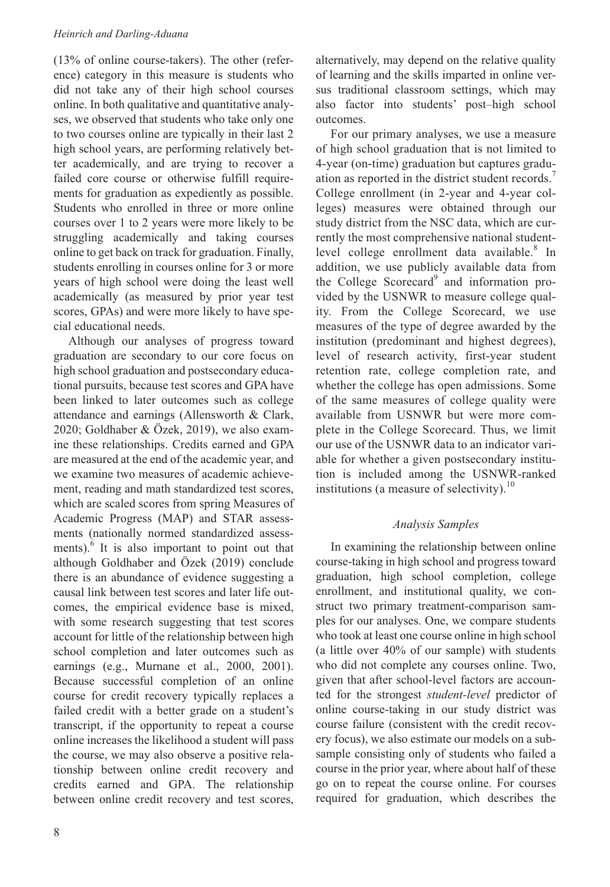(13% of online course-takers). The other (reference) category in this measure is students who did not take any of their high school courses online. In both qualitative and quantitative analyses, we observed that students who take only one to two courses online are typically in their last 2 high school years, are performing relatively better academically, and are trying to recover a failed core course or otherwise fulfill requirements for graduation as expediently as possible. Students who enrolled in three or more online courses over 1 to 2 years were more likely to be struggling academically and taking courses online to get back on track for graduation. Finally, students enrolling in courses online for 3 or more years of high school were doing the least well academically (as measured by prior year test scores, GPAs) and were more likely to have special educational needs.

Although our analyses of progress toward graduation are secondary to our core focus on high school graduation and postsecondary educational pursuits, because test scores and GPA have been linked to later outcomes such as college attendance and earnings (Allensworth & Clark, 2020; Goldhaber & Özek, 2019), we also examine these relationships. Credits earned and GPA are measured at the end of the academic year, and we examine two measures of academic achievement, reading and math standardized test scores, which are scaled scores from spring Measures of Academic Progress (MAP) and STAR assessments (nationally normed standardized assessments).[6] It is also important to point out that although Goldhaber and Özek (2019) conclude there is an abundance of evidence suggesting a causal link between test scores and later life outcomes, the empirical evidence base is mixed, with some research suggesting that test scores account for little of the relationship between high school completion and later outcomes such as earnings (e.g., Murnane et al., 2000, 2001). Because successful completion of an online course for credit recovery typically replaces a failed credit with a better grade on a student's transcript, if the opportunity to repeat a course online increases the likelihood a student will pass the course, we may also observe a positive relationship between online credit recovery and credits earned and GPA. The relationship between online credit recovery and test scores, alternatively, may depend on the relative quality of learning and the skills imparted in online versus traditional classroom settings, which may also factor into students' post–high school outcomes.

For our primary analyses, we use a measure of high school graduation that is not limited to 4-year (on-time) graduation but captures graduation as reported in the district student records.[7] College enrollment (in 2-year and 4-year colleges) measures were obtained through our study district from the NSC data, which are currently the most comprehensive national student-level college enrollment data available.[8] In addition, we use publicly available data from the College Scorecard[9] and information provided by the USNWR to measure college quality. From the College Scorecard, we use measures of the type of degree awarded by the institution (predominant and highest degrees), level of research activity, first-year student retention rate, college completion rate, and whether the college has open admissions. Some of the same measures of college quality were available from USNWR but were more complete in the College Scorecard. Thus, we limit our use of the USNWR data to an indicator variable for whether a given postsecondary institution is included among the USNWR-ranked institutions (a measure of selectivity).[10]

### *Analysis Samples*

In examining the relationship between online course-taking in high school and progress toward graduation, high school completion, college enrollment, and institutional quality, we construct two primary treatment-comparison samples for our analyses. One, we compare students who took at least one course online in high school (a little over 40% of our sample) with students who did not complete any courses online. Two, given that after school-level factors are accounted for the strongest *student-level* predictor of online course-taking in our study district was course failure (consistent with the credit recovery focus), we also estimate our models on a subsample consisting only of students who failed a course in the prior year, where about half of these go on to repeat the course online. For courses required for graduation, which describes the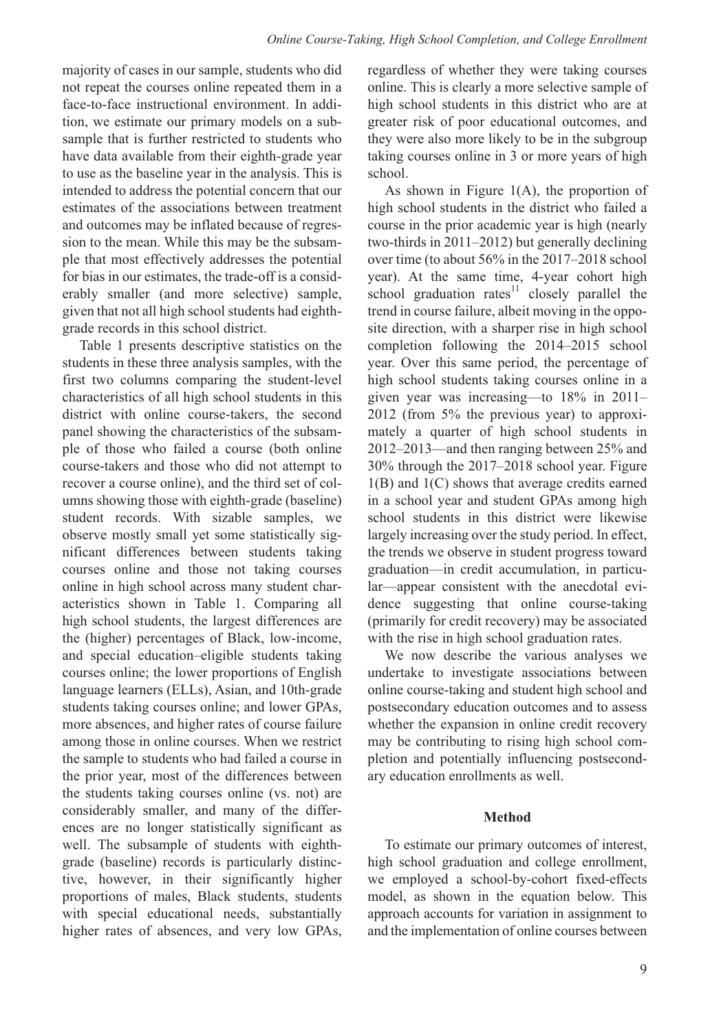majority of cases in our sample, students who did not repeat the courses online repeated them in a face-to-face instructional environment. In addition, we estimate our primary models on a subsample that is further restricted to students who have data available from their eighth-grade year to use as the baseline year in the analysis. This is intended to address the potential concern that our estimates of the associations between treatment and outcomes may be inflated because of regression to the mean. While this may be the subsample that most effectively addresses the potential for bias in our estimates, the trade-off is a considerably smaller (and more selective) sample, given that not all high school students had eighth-grade records in this school district.

Table 1 presents descriptive statistics on the students in these three analysis samples, with the first two columns comparing the student-level characteristics of all high school students in this district with online course-takers, the second panel showing the characteristics of the subsample of those who failed a course (both online course-takers and those who did not attempt to recover a course online), and the third set of columns showing those with eighth-grade (baseline) student records. With sizable samples, we observe mostly small yet some statistically significant differences between students taking courses online and those not taking courses online in high school across many student characteristics shown in Table 1. Comparing all high school students, the largest differences are the (higher) percentages of Black, low-income, and special education–eligible students taking courses online; the lower proportions of English language learners (ELLs), Asian, and 10th-grade students taking courses online; and lower GPAs, more absences, and higher rates of course failure among those in online courses. When we restrict the sample to students who had failed a course in the prior year, most of the differences between the students taking courses online (vs. not) are considerably smaller, and many of the differences are no longer statistically significant as well. The subsample of students with eighth-grade (baseline) records is particularly distinctive, however, in their significantly higher proportions of males, Black students, students with special educational needs, substantially higher rates of absences, and very low GPAs, regardless of whether they were taking courses online. This is clearly a more selective sample of high school students in this district who are at greater risk of poor educational outcomes, and they were also more likely to be in the subgroup taking courses online in 3 or more years of high school.

As shown in Figure 1(A), the proportion of high school students in the district who failed a course in the prior academic year is high (nearly two-thirds in 2011–2012) but generally declining over time (to about 56% in the 2017–2018 school year). At the same time, 4-year cohort high school graduation rates[11] closely parallel the trend in course failure, albeit moving in the opposite direction, with a sharper rise in high school completion following the 2014–2015 school year. Over this same period, the percentage of high school students taking courses online in a given year was increasing—to 18% in 2011–2012 (from 5% the previous year) to approximately a quarter of high school students in 2012–2013—and then ranging between 25% and 30% through the 2017–2018 school year. Figure 1(B) and 1(C) shows that average credits earned in a school year and student GPAs among high school students in this district were likewise largely increasing over the study period. In effect, the trends we observe in student progress toward graduation—in credit accumulation, in particular—appear consistent with the anecdotal evidence suggesting that online course-taking (primarily for credit recovery) may be associated with the rise in high school graduation rates.

We now describe the various analyses we undertake to investigate associations between online course-taking and student high school and postsecondary education outcomes and to assess whether the expansion in online credit recovery may be contributing to rising high school completion and potentially influencing postsecondary education enrollments as well.

## Method

To estimate our primary outcomes of interest, high school graduation and college enrollment, we employed a school-by-cohort fixed-effects model, as shown in the equation below. This approach accounts for variation in assignment to and the implementation of online courses between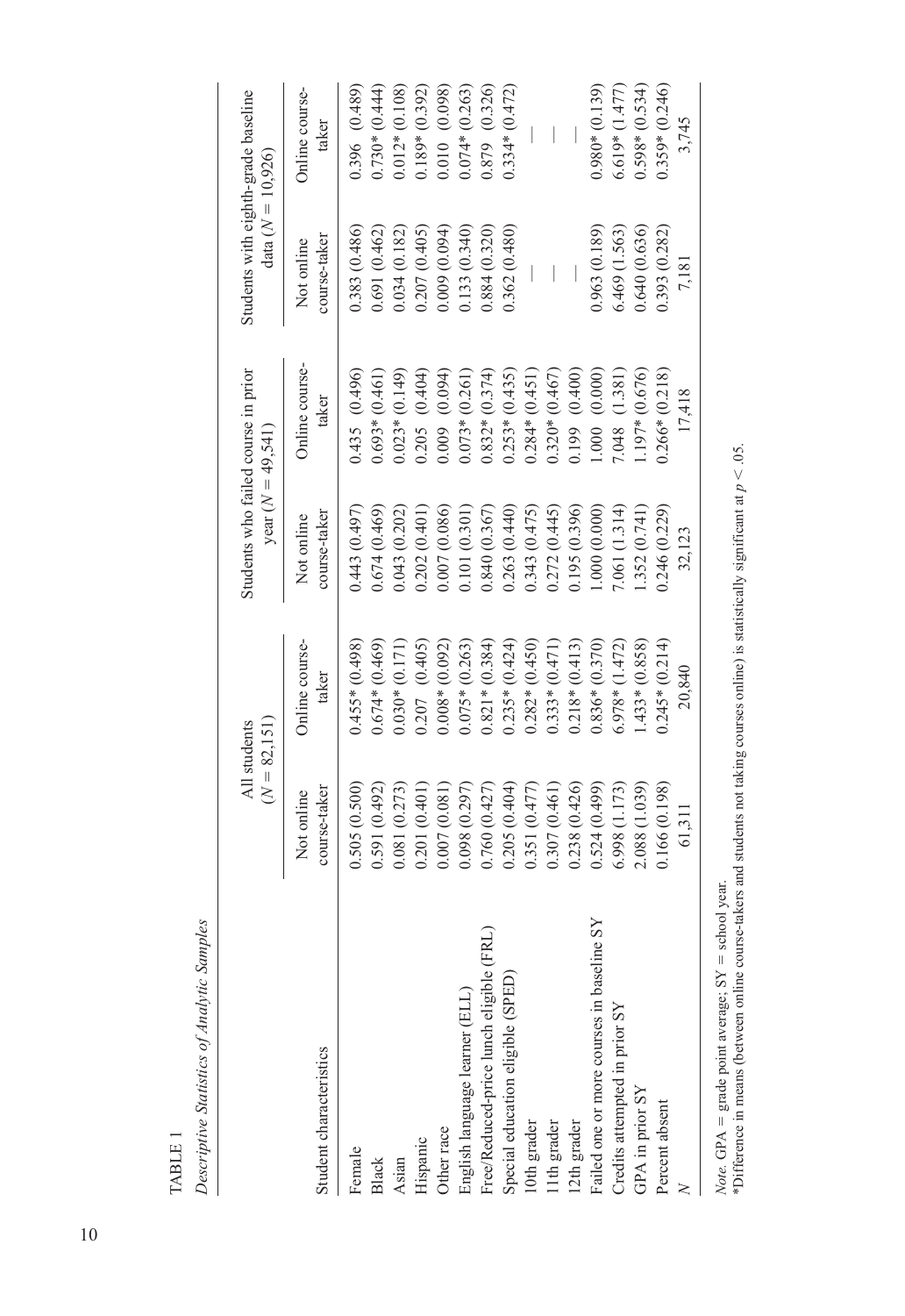TABLE 1

*Descriptive Statistics of Analytic Samples*

| Student characteristics | All students ($N$ = 82,151) | | Students who failed course in prior year ($N$ = 49,541) | | Students with eighth-grade baseline data ($N$ = 10,926) | |
|---|---|---|---|---|---|---|
| | Not online course-taker | Online course-taker | Not online course-taker | Online course-taker | Not online course-taker | Online course-taker |
| Female | 0.505 (0.500) | 0.455* (0.498) | 0.443 (0.497) | 0.435 (0.496) | 0.383 (0.486) | 0.396 (0.489) |
| Black | 0.591 (0.492) | 0.674* (0.469) | 0.674 (0.469) | 0.693* (0.461) | 0.691 (0.462) | 0.730* (0.444) |
| Asian | 0.081 (0.273) | 0.030* (0.171) | 0.043 (0.202) | 0.023* (0.149) | 0.034 (0.182) | 0.012* (0.108) |
| Hispanic | 0.201 (0.401) | 0.207 (0.405) | 0.202 (0.401) | 0.205 (0.404) | 0.207 (0.405) | 0.189* (0.392) |
| Other race | 0.007 (0.081) | 0.008* (0.092) | 0.007 (0.086) | 0.009 (0.094) | 0.009 (0.094) | 0.010 (0.098) |
| English language learner (ELL) | 0.098 (0.297) | 0.075* (0.263) | 0.101 (0.301) | 0.073* (0.261) | 0.133 (0.340) | 0.074* (0.263) |
| Free/Reduced-price lunch eligible (FRL) | 0.760 (0.427) | 0.821* (0.384) | 0.840 (0.367) | 0.832* (0.374) | 0.884 (0.320) | 0.879 (0.326) |
| Special education eligible (SPED) | 0.205 (0.404) | 0.235* (0.424) | 0.263 (0.440) | 0.253* (0.435) | 0.362 (0.480) | 0.334* (0.472) |
| 10th grader | 0.351 (0.477) | 0.282* (0.450) | 0.343 (0.475) | 0.284* (0.451) | — | — |
| 11th grader | 0.307 (0.461) | 0.333* (0.471) | 0.272 (0.445) | 0.320* (0.467) | — | — |
| 12th grader | 0.238 (0.426) | 0.218* (0.413) | 0.195 (0.396) | 0.199 (0.400) | — | — |
| Failed one or more courses in baseline SY | 0.524 (0.499) | 0.836* (0.370) | 1.000 (0.000) | 1.000 (0.000) | 0.963 (0.189) | 0.980* (0.139) |
| Credits attempted in prior SY | 6.998 (1.173) | 6.978* (1.472) | 7.061 (1.314) | 7.048 (1.381) | 6.469 (1.563) | 6.619* (1.477) |
| GPA in prior SY | 2.088 (1.039) | 1.433* (0.858) | 1.352 (0.741) | 1.197* (0.676) | 0.640 (0.636) | 0.598* (0.534) |
| Percent absent | 0.166 (0.198) | 0.245* (0.214) | 0.246 (0.229) | 0.266* (0.218) | 0.393 (0.282) | 0.359* (0.246) |
| $N$ | 61,311 | 20,840 | 32,123 | 17,418 | 7,181 | 3,745 |

*Note.* GPA = grade point average; SY = school year.
*Difference in means (between online course-takers and students not taking courses online) is statistically significant at $p < .05$.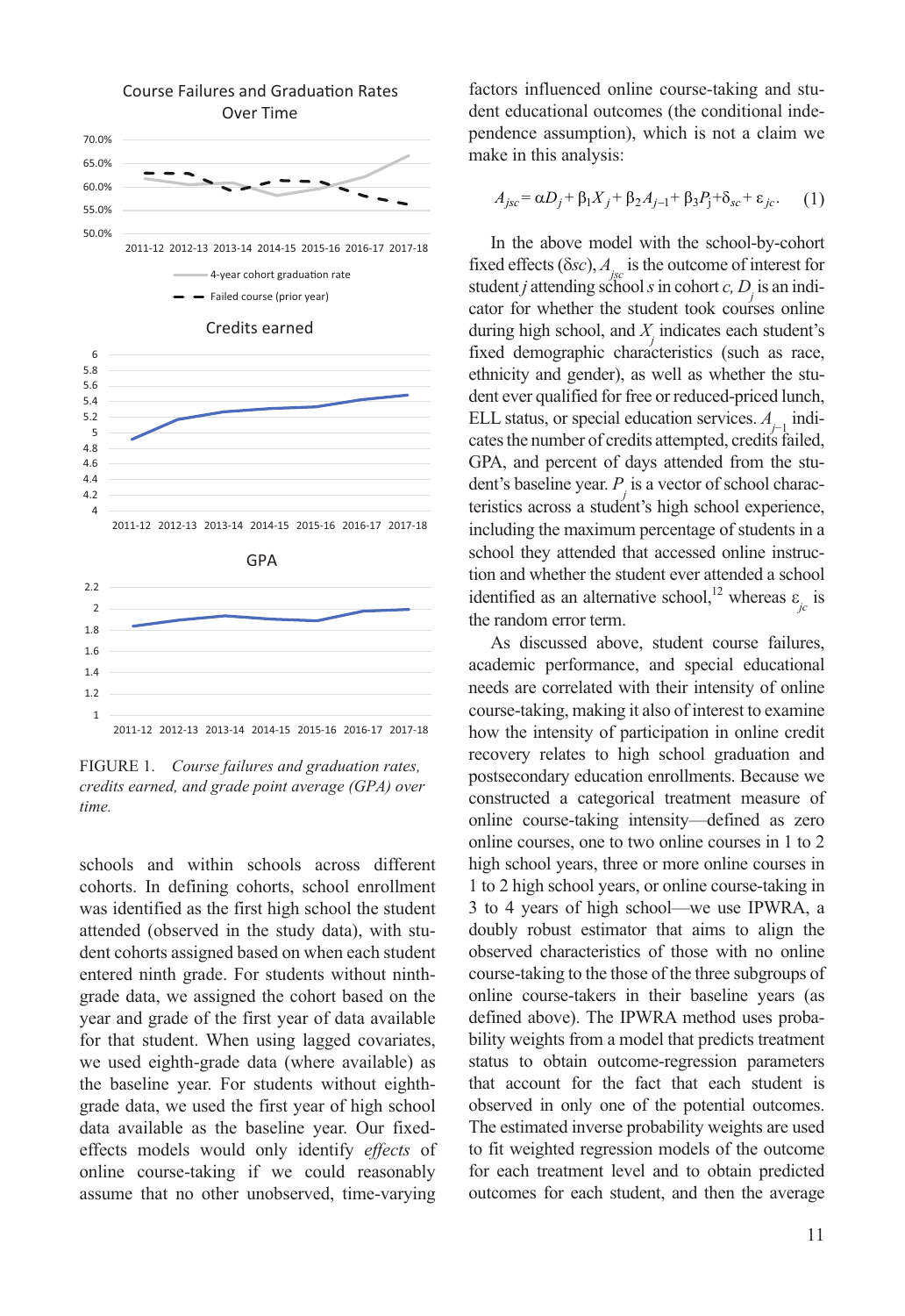FIGURE 1. *Course failures and graduation rates, credits earned, and grade point average (GPA) over time.*

schools and within schools across different cohorts. In defining cohorts, school enrollment was identified as the first high school the student attended (observed in the study data), with student cohorts assigned based on when each student entered ninth grade. For students without ninth-grade data, we assigned the cohort based on the year and grade of the first year of data available for that student. When using lagged covariates, we used eighth-grade data (where available) as the baseline year. For students without eighth-grade data, we used the first year of high school data available as the baseline year. Our fixed-effects models would only identify *effects* of online course-taking if we could reasonably assume that no other unobserved, time-varying factors influenced online course-taking and student educational outcomes (the conditional independence assumption), which is not a claim we make in this analysis:

$$A_{jsc} = \alpha D_j + \beta_1 X_j + \beta_2 A_{j-1} + \beta_3 P_j + \delta_{sc} + \varepsilon_{jc}. \quad (1)$$

In the above model with the school-by-cohort fixed effects ($\delta sc$), $A_{jsc}$ is the outcome of interest for student $j$ attending school $s$ in cohort $c$, $D_j$ is an indicator for whether the student took courses online during high school, and $X_j$ indicates each student's fixed demographic characteristics (such as race, ethnicity and gender), as well as whether the student ever qualified for free or reduced-priced lunch, ELL status, or special education services. $A_{j-1}$ indicates the number of credits attempted, credits failed, GPA, and percent of days attended from the student's baseline year. $P_j$ is a vector of school characteristics across a student's high school experience, including the maximum percentage of students in a school they attended that accessed online instruction and whether the student ever attended a school identified as an alternative school,[12] whereas $\varepsilon_{jc}$ is the random error term.

As discussed above, student course failures, academic performance, and special educational needs are correlated with their intensity of online course-taking, making it also of interest to examine how the intensity of participation in online credit recovery relates to high school graduation and postsecondary education enrollments. Because we constructed a categorical treatment measure of online course-taking intensity—defined as zero online courses, one to two online courses in 1 to 2 high school years, three or more online courses in 1 to 2 high school years, or online course-taking in 3 to 4 years of high school—we use IPWRA, a doubly robust estimator that aims to align the observed characteristics of those with no online course-taking to the those of the three subgroups of online course-takers in their baseline years (as defined above). The IPWRA method uses probability weights from a model that predicts treatment status to obtain outcome-regression parameters that account for the fact that each student is observed in only one of the potential outcomes. The estimated inverse probability weights are used to fit weighted regression models of the outcome for each treatment level and to obtain predicted outcomes for each student, and then the average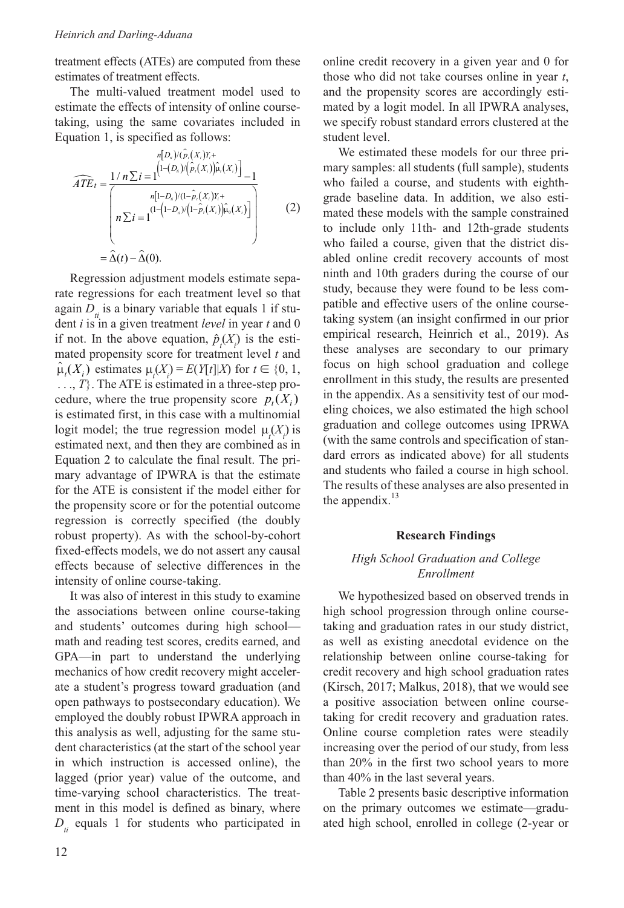treatment effects (ATEs) are computed from these estimates of treatment effects.

The multi-valued treatment model used to estimate the effects of intensity of online course-taking, using the same covariates included in Equation 1, is specified as follows:

$$\widehat{ATE}_t = \frac{1/n\sum i = 1^{n\left[D_{ti}\right)/\left(\hat{p}_t\left(X_i\right)Y_i + \left(1-\left(D_{ti}\right)/\left(\hat{p}_t\left(X_i\right)\right)\hat{\mu}_t\left(X_i\right)\right]}}{\left(n\sum i = 1^{n\left[1-D_{ti}\right)/\left(1-\hat{p}_t\left(X_i\right)Y_i + \left(1-\left(1-D_{ti}\right)/\left(1-\hat{p}_t\left(X_i\right)\right)\hat{\mu}_0\left(X_i\right)\right]}\right)} - 1 \tag{2}$$

$$= \hat{\Delta}(t) - \hat{\Delta}(0).$$

Regression adjustment models estimate separate regressions for each treatment level so that again $D_{ti}$ is a binary variable that equals 1 if student $i$ is in a given treatment *level* in year $t$ and 0 if not. In the above equation, $\hat{p}_t(X_i)$ is the estimated propensity score for treatment level $t$ and $\hat{\mu}_t(X_i)$ estimates $\mu_t(X_i) = E(Y[t]|X)$ for $t \in \{0, 1, \ldots, T\}$. The ATE is estimated in a three-step procedure, where the true propensity score $p_t(X_i)$ is estimated first, in this case with a multinomial logit model; the true regression model $\mu_t(X_i)$ is estimated next, and then they are combined as in Equation 2 to calculate the final result. The primary advantage of IPWRA is that the estimate for the ATE is consistent if the model either for the propensity score or for the potential outcome regression is correctly specified (the doubly robust property). As with the school-by-cohort fixed-effects models, we do not assert any causal effects because of selective differences in the intensity of online course-taking.

It was also of interest in this study to examine the associations between online course-taking and students' outcomes during high school—math and reading test scores, credits earned, and GPA—in part to understand the underlying mechanics of how credit recovery might accelerate a student's progress toward graduation (and open pathways to postsecondary education). We employed the doubly robust IPWRA approach in this analysis as well, adjusting for the same student characteristics (at the start of the school year in which instruction is accessed online), the lagged (prior year) value of the outcome, and time-varying school characteristics. The treatment in this model is defined as binary, where $D_{ti}$ equals 1 for students who participated in online credit recovery in a given year and 0 for those who did not take courses online in year $t$, and the propensity scores are accordingly estimated by a logit model. In all IPWRA analyses, we specify robust standard errors clustered at the student level.

We estimated these models for our three primary samples: all students (full sample), students who failed a course, and students with eighth-grade baseline data. In addition, we also estimated these models with the sample constrained to include only 11th- and 12th-grade students who failed a course, given that the district disabled online credit recovery accounts of most ninth and 10th graders during the course of our study, because they were found to be less compatible and effective users of the online course-taking system (an insight confirmed in our prior empirical research, Heinrich et al., 2019). As these analyses are secondary to our primary focus on high school graduation and college enrollment in this study, the results are presented in the appendix. As a sensitivity test of our modeling choices, we also estimated the high school graduation and college outcomes using IPRWA (with the same controls and specification of standard errors as indicated above) for all students and students who failed a course in high school. The results of these analyses are also presented in the appendix.[13]

## Research Findings

### *High School Graduation and College Enrollment*

We hypothesized based on observed trends in high school progression through online course-taking and graduation rates in our study district, as well as existing anecdotal evidence on the relationship between online course-taking for credit recovery and high school graduation rates (Kirsch, 2017; Malkus, 2018), that we would see a positive association between online course-taking for credit recovery and graduation rates. Online course completion rates were steadily increasing over the period of our study, from less than 20% in the first two school years to more than 40% in the last several years.

Table 2 presents basic descriptive information on the primary outcomes we estimate—graduated high school, enrolled in college (2-year or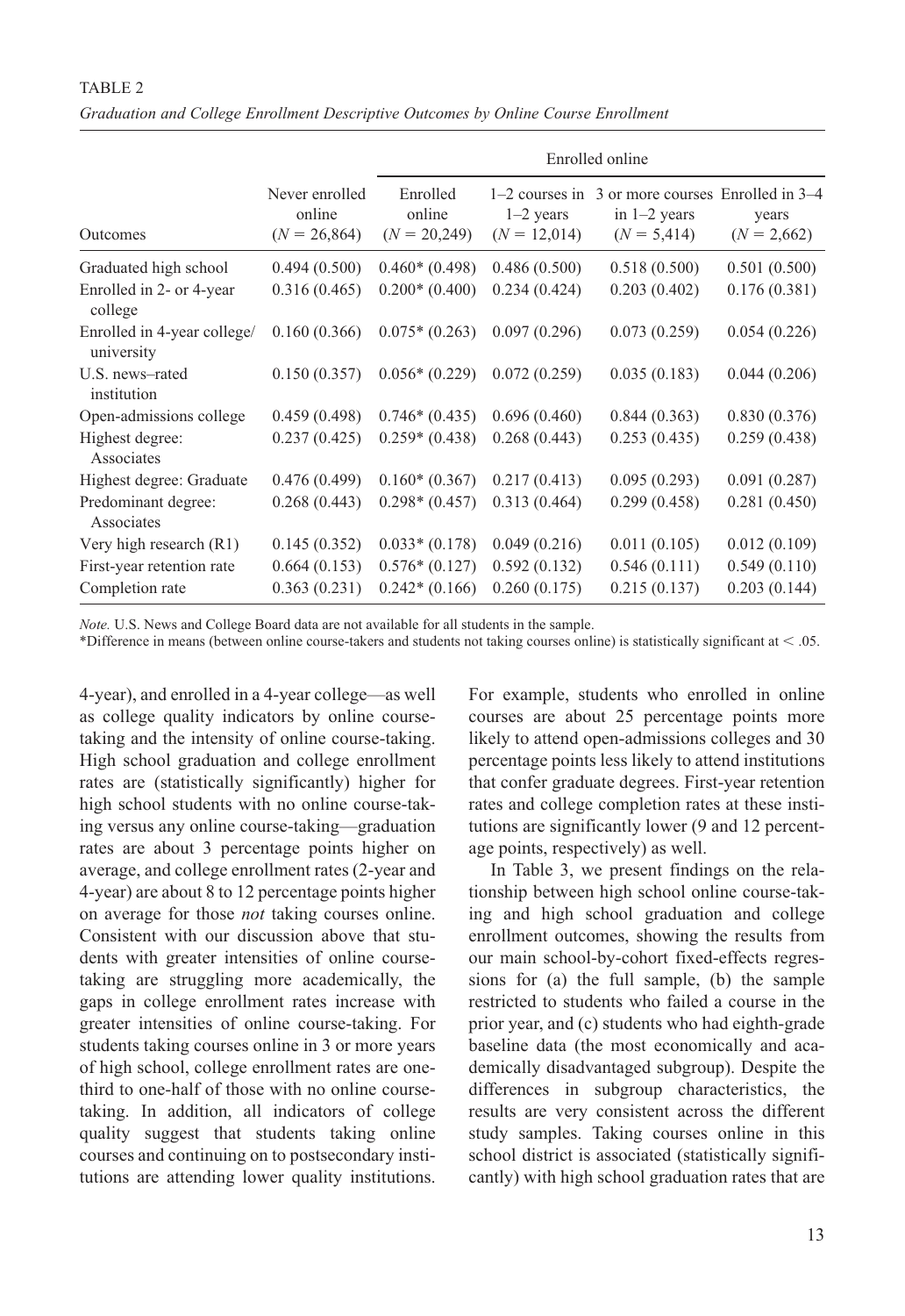TABLE 2

*Graduation and College Enrollment Descriptive Outcomes by Online Course Enrollment*

| Outcomes | Never enrolled online ($N$ = 26,864) | Enrolled online | | | |
|---|---|---|---|---|---|
| | | Enrolled online ($N$ = 20,249) | 1–2 courses in 1–2 years ($N$ = 12,014) | 3 or more courses in 1–2 years ($N$ = 5,414) | Enrolled in 3–4 years ($N$ = 2,662) |
| Graduated high school | 0.494 (0.500) | 0.460* (0.498) | 0.486 (0.500) | 0.518 (0.500) | 0.501 (0.500) |
| Enrolled in 2- or 4-year college | 0.316 (0.465) | 0.200* (0.400) | 0.234 (0.424) | 0.203 (0.402) | 0.176 (0.381) |
| Enrolled in 4-year college/university | 0.160 (0.366) | 0.075* (0.263) | 0.097 (0.296) | 0.073 (0.259) | 0.054 (0.226) |
| U.S. news–rated institution | 0.150 (0.357) | 0.056* (0.229) | 0.072 (0.259) | 0.035 (0.183) | 0.044 (0.206) |
| Open-admissions college | 0.459 (0.498) | 0.746* (0.435) | 0.696 (0.460) | 0.844 (0.363) | 0.830 (0.376) |
| Highest degree: Associates | 0.237 (0.425) | 0.259* (0.438) | 0.268 (0.443) | 0.253 (0.435) | 0.259 (0.438) |
| Highest degree: Graduate | 0.476 (0.499) | 0.160* (0.367) | 0.217 (0.413) | 0.095 (0.293) | 0.091 (0.287) |
| Predominant degree: Associates | 0.268 (0.443) | 0.298* (0.457) | 0.313 (0.464) | 0.299 (0.458) | 0.281 (0.450) |
| Very high research (R1) | 0.145 (0.352) | 0.033* (0.178) | 0.049 (0.216) | 0.011 (0.105) | 0.012 (0.109) |
| First-year retention rate | 0.664 (0.153) | 0.576* (0.127) | 0.592 (0.132) | 0.546 (0.111) | 0.549 (0.110) |
| Completion rate | 0.363 (0.231) | 0.242* (0.166) | 0.260 (0.175) | 0.215 (0.137) | 0.203 (0.144) |

*Note.* U.S. News and College Board data are not available for all students in the sample.

*Difference in means (between online course-takers and students not taking courses online) is statistically significant at < .05.

4-year), and enrolled in a 4-year college—as well as college quality indicators by online course-taking and the intensity of online course-taking. High school graduation and college enrollment rates are (statistically significantly) higher for high school students with no online course-taking versus any online course-taking—graduation rates are about 3 percentage points higher on average, and college enrollment rates (2-year and 4-year) are about 8 to 12 percentage points higher on average for those *not* taking courses online. Consistent with our discussion above that students with greater intensities of online course-taking are struggling more academically, the gaps in college enrollment rates increase with greater intensities of online course-taking. For students taking courses online in 3 or more years of high school, college enrollment rates are one-third to one-half of those with no online course-taking. In addition, all indicators of college quality suggest that students taking online courses and continuing on to postsecondary institutions are attending lower quality institutions. For example, students who enrolled in online courses are about 25 percentage points more likely to attend open-admissions colleges and 30 percentage points less likely to attend institutions that confer graduate degrees. First-year retention rates and college completion rates at these institutions are significantly lower (9 and 12 percentage points, respectively) as well.

In Table 3, we present findings on the relationship between high school online course-taking and high school graduation and college enrollment outcomes, showing the results from our main school-by-cohort fixed-effects regressions for (a) the full sample, (b) the sample restricted to students who failed a course in the prior year, and (c) students who had eighth-grade baseline data (the most economically and academically disadvantaged subgroup). Despite the differences in subgroup characteristics, the results are very consistent across the different study samples. Taking courses online in this school district is associated (statistically significantly) with high school graduation rates that are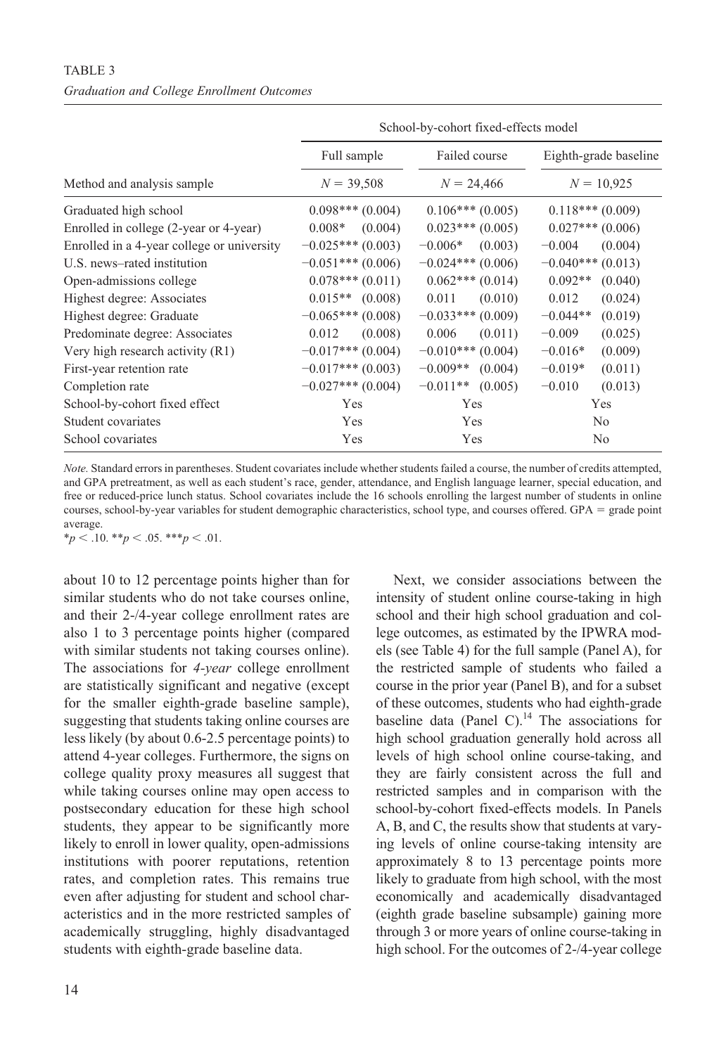TABLE 3

*Graduation and College Enrollment Outcomes*

| Method and analysis sample | School-by-cohort fixed-effects model | | |
|---|---|---|---|
| | Full sample | Failed course | Eighth-grade baseline |
| | $N = 39{,}508$ | $N = 24{,}466$ | $N = 10{,}925$ |
| Graduated high school | 0.098*** (0.004) | 0.106*** (0.005) | 0.118*** (0.009) |
| Enrolled in college (2-year or 4-year) | 0.008* (0.004) | 0.023*** (0.005) | 0.027*** (0.006) |
| Enrolled in a 4-year college or university | −0.025*** (0.003) | −0.006* (0.003) | −0.004 (0.004) |
| U.S. news–rated institution | −0.051*** (0.006) | −0.024*** (0.006) | −0.040*** (0.013) |
| Open-admissions college | 0.078*** (0.011) | 0.062*** (0.014) | 0.092** (0.040) |
| Highest degree: Associates | 0.015** (0.008) | 0.011 (0.010) | 0.012 (0.024) |
| Highest degree: Graduate | −0.065*** (0.008) | −0.033*** (0.009) | −0.044** (0.019) |
| Predominate degree: Associates | 0.012 (0.008) | 0.006 (0.011) | −0.009 (0.025) |
| Very high research activity (R1) | −0.017*** (0.004) | −0.010*** (0.004) | −0.016* (0.009) |
| First-year retention rate | −0.017*** (0.003) | −0.009** (0.004) | −0.019* (0.011) |
| Completion rate | −0.027*** (0.004) | −0.011** (0.005) | −0.010 (0.013) |
| School-by-cohort fixed effect | Yes | Yes | Yes |
| Student covariates | Yes | Yes | No |
| School covariates | Yes | Yes | No |

*Note.* Standard errors in parentheses. Student covariates include whether students failed a course, the number of credits attempted, and GPA pretreatment, as well as each student's race, gender, attendance, and English language learner, special education, and free or reduced-price lunch status. School covariates include the 16 schools enrolling the largest number of students in online courses, school-by-year variables for student demographic characteristics, school type, and courses offered. GPA = grade point average.

*$p < .10$. **$p < .05$. ***$p < .01$.

about 10 to 12 percentage points higher than for similar students who do not take courses online, and their 2-/4-year college enrollment rates are also 1 to 3 percentage points higher (compared with similar students not taking courses online). The associations for *4-year* college enrollment are statistically significant and negative (except for the smaller eighth-grade baseline sample), suggesting that students taking online courses are less likely (by about 0.6-2.5 percentage points) to attend 4-year colleges. Furthermore, the signs on college quality proxy measures all suggest that while taking courses online may open access to postsecondary education for these high school students, they appear to be significantly more likely to enroll in lower quality, open-admissions institutions with poorer reputations, retention rates, and completion rates. This remains true even after adjusting for student and school characteristics and in the more restricted samples of academically struggling, highly disadvantaged students with eighth-grade baseline data.

Next, we consider associations between the intensity of student online course-taking in high school and their high school graduation and college outcomes, as estimated by the IPWRA models (see Table 4) for the full sample (Panel A), for the restricted sample of students who failed a course in the prior year (Panel B), and for a subset of these outcomes, students who had eighth-grade baseline data (Panel C).[14] The associations for high school graduation generally hold across all levels of high school online course-taking, and they are fairly consistent across the full and restricted samples and in comparison with the school-by-cohort fixed-effects models. In Panels A, B, and C, the results show that students at varying levels of online course-taking intensity are approximately 8 to 13 percentage points more likely to graduate from high school, with the most economically and academically disadvantaged (eighth grade baseline subsample) gaining more through 3 or more years of online course-taking in high school. For the outcomes of 2-/4-year college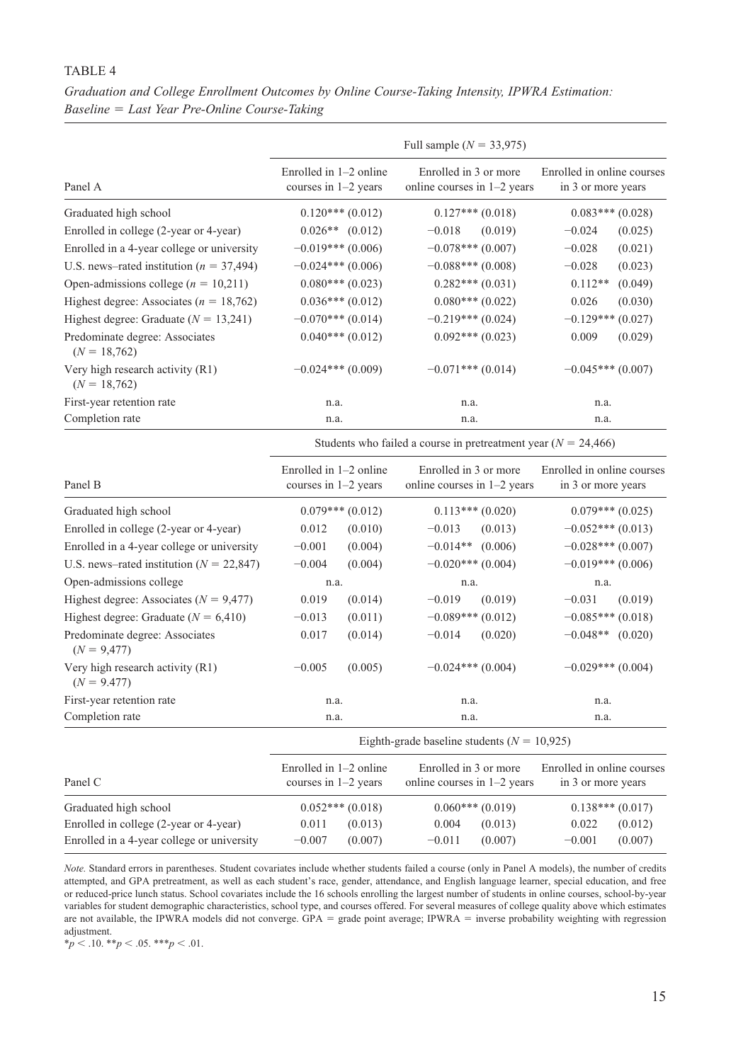TABLE 4

*Graduation and College Enrollment Outcomes by Online Course-Taking Intensity, IPWRA Estimation: Baseline = Last Year Pre-Online Course-Taking*

| | Full sample ($N$ = 33,975) | | |
|---|---|---|---|
| Panel A | Enrolled in 1–2 online courses in 1–2 years | Enrolled in 3 or more online courses in 1–2 years | Enrolled in online courses in 3 or more years |
| Graduated high school | 0.120*** (0.012) | 0.127*** (0.018) | 0.083*** (0.028) |
| Enrolled in college (2-year or 4-year) | 0.026** (0.012) | −0.018 (0.019) | −0.024 (0.025) |
| Enrolled in a 4-year college or university | −0.019*** (0.006) | −0.078*** (0.007) | −0.028 (0.021) |
| U.S. news–rated institution ($n$ = 37,494) | −0.024*** (0.006) | −0.088*** (0.008) | −0.028 (0.023) |
| Open-admissions college ($n$ = 10,211) | 0.080*** (0.023) | 0.282*** (0.031) | 0.112** (0.049) |
| Highest degree: Associates ($n$ = 18,762) | 0.036*** (0.012) | 0.080*** (0.022) | 0.026 (0.030) |
| Highest degree: Graduate ($N$ = 13,241) | −0.070*** (0.014) | −0.219*** (0.024) | −0.129*** (0.027) |
| Predominate degree: Associates ($N$ = 18,762) | 0.040*** (0.012) | 0.092*** (0.023) | 0.009 (0.029) |
| Very high research activity (R1) ($N$ = 18,762) | −0.024*** (0.009) | −0.071*** (0.014) | −0.045*** (0.007) |
| First-year retention rate | n.a. | n.a. | n.a. |
| Completion rate | n.a. | n.a. | n.a. |

| | Students who failed a course in pretreatment year ($N$ = 24,466) | | |
|---|---|---|---|
| Panel B | Enrolled in 1–2 online courses in 1–2 years | Enrolled in 3 or more online courses in 1–2 years | Enrolled in online courses in 3 or more years |
| Graduated high school | 0.079*** (0.012) | 0.113*** (0.020) | 0.079*** (0.025) |
| Enrolled in college (2-year or 4-year) | 0.012 (0.010) | −0.013 (0.013) | −0.052*** (0.013) |
| Enrolled in a 4-year college or university | −0.001 (0.004) | −0.014** (0.006) | −0.028*** (0.007) |
| U.S. news–rated institution ($N$ = 22,847) | −0.004 (0.004) | −0.020*** (0.004) | −0.019*** (0.006) |
| Open-admissions college | n.a. | n.a. | n.a. |
| Highest degree: Associates ($N$ = 9,477) | 0.019 (0.014) | −0.019 (0.019) | −0.031 (0.019) |
| Highest degree: Graduate ($N$ = 6,410) | −0.013 (0.011) | −0.089*** (0.012) | −0.085*** (0.018) |
| Predominate degree: Associates ($N$ = 9,477) | 0.017 (0.014) | −0.014 (0.020) | −0.048** (0.020) |
| Very high research activity (R1) ($N$ = 9.477) | −0.005 (0.005) | −0.024*** (0.004) | −0.029*** (0.004) |
| First-year retention rate | n.a. | n.a. | n.a. |
| Completion rate | n.a. | n.a. | n.a. |

| | Eighth-grade baseline students ($N$ = 10,925) | | |
|---|---|---|---|
| Panel C | Enrolled in 1–2 online courses in 1–2 years | Enrolled in 3 or more online courses in 1–2 years | Enrolled in online courses in 3 or more years |
| Graduated high school | 0.052*** (0.018) | 0.060*** (0.019) | 0.138*** (0.017) |
| Enrolled in college (2-year or 4-year) | 0.011 (0.013) | 0.004 (0.013) | 0.022 (0.012) |
| Enrolled in a 4-year college or university | −0.007 (0.007) | −0.011 (0.007) | −0.001 (0.007) |

*Note.* Standard errors in parentheses. Student covariates include whether students failed a course (only in Panel A models), the number of credits attempted, and GPA pretreatment, as well as each student's race, gender, attendance, and English language learner, special education, and free or reduced-price lunch status. School covariates include the 16 schools enrolling the largest number of students in online courses, school-by-year variables for student demographic characteristics, school type, and courses offered. For several measures of college quality above which estimates are not available, the IPWRA models did not converge. GPA = grade point average; IPWRA = inverse probability weighting with regression adjustment.

*$p < .10$. **$p < .05$. ***$p < .01$.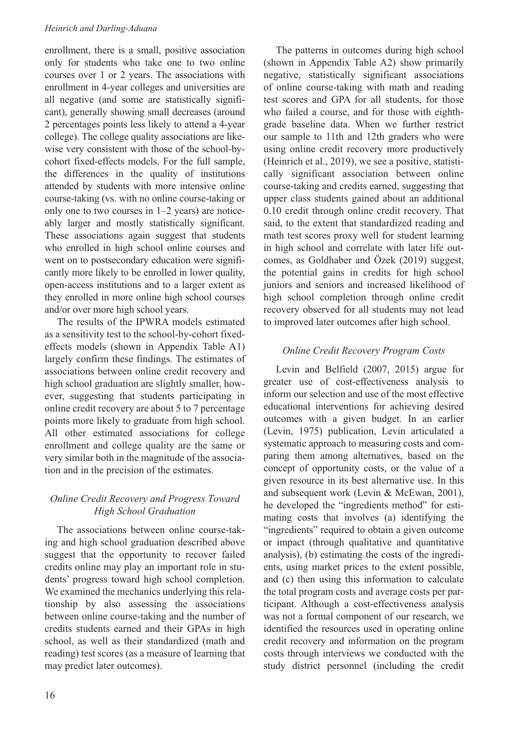enrollment, there is a small, positive association only for students who take one to two online courses over 1 or 2 years. The associations with enrollment in 4-year colleges and universities are all negative (and some are statistically significant), generally showing small decreases (around 2 percentages points less likely to attend a 4-year college). The college quality associations are likewise very consistent with those of the school-by-cohort fixed-effects models. For the full sample, the differences in the quality of institutions attended by students with more intensive online course-taking (vs. with no online course-taking or only one to two courses in 1–2 years) are noticeably larger and mostly statistically significant. These associations again suggest that students who enrolled in high school online courses and went on to postsecondary education were significantly more likely to be enrolled in lower quality, open-access institutions and to a larger extent as they enrolled in more online high school courses and/or over more high school years.

The results of the IPWRA models estimated as a sensitivity test to the school-by-cohort fixed-effects models (shown in Appendix Table A1) largely confirm these findings. The estimates of associations between online credit recovery and high school graduation are slightly smaller, however, suggesting that students participating in online credit recovery are about 5 to 7 percentage points more likely to graduate from high school. All other estimated associations for college enrollment and college quality are the same or very similar both in the magnitude of the association and in the precision of the estimates.

### *Online Credit Recovery and Progress Toward High School Graduation*

The associations between online course-taking and high school graduation described above suggest that the opportunity to recover failed credits online may play an important role in students' progress toward high school completion. We examined the mechanics underlying this relationship by also assessing the associations between online course-taking and the number of credits students earned and their GPAs in high school, as well as their standardized (math and reading) test scores (as a measure of learning that may predict later outcomes).

The patterns in outcomes during high school (shown in Appendix Table A2) show primarily negative, statistically significant associations of online course-taking with math and reading test scores and GPA for all students, for those who failed a course, and for those with eighth-grade baseline data. When we further restrict our sample to 11th and 12th graders who were using online credit recovery more productively (Heinrich et al., 2019), we see a positive, statistically significant association between online course-taking and credits earned, suggesting that upper class students gained about an additional 0.10 credit through online credit recovery. That said, to the extent that standardized reading and math test scores proxy well for student learning in high school and correlate with later life outcomes, as Goldhaber and Özek (2019) suggest, the potential gains in credits for high school juniors and seniors and increased likelihood of high school completion through online credit recovery observed for all students may not lead to improved later outcomes after high school.

### *Online Credit Recovery Program Costs*

Levin and Belfield (2007, 2015) argue for greater use of cost-effectiveness analysis to inform our selection and use of the most effective educational interventions for achieving desired outcomes with a given budget. In an earlier (Levin, 1975) publication, Levin articulated a systematic approach to measuring costs and comparing them among alternatives, based on the concept of opportunity costs, or the value of a given resource in its best alternative use. In this and subsequent work (Levin & McEwan, 2001), he developed the "ingredients method" for estimating costs that involves (a) identifying the "ingredients" required to obtain a given outcome or impact (through qualitative and quantitative analysis), (b) estimating the costs of the ingredients, using market prices to the extent possible, and (c) then using this information to calculate the total program costs and average costs per participant. Although a cost-effectiveness analysis was not a formal component of our research, we identified the resources used in operating online credit recovery and information on the program costs through interviews we conducted with the study district personnel (including the credit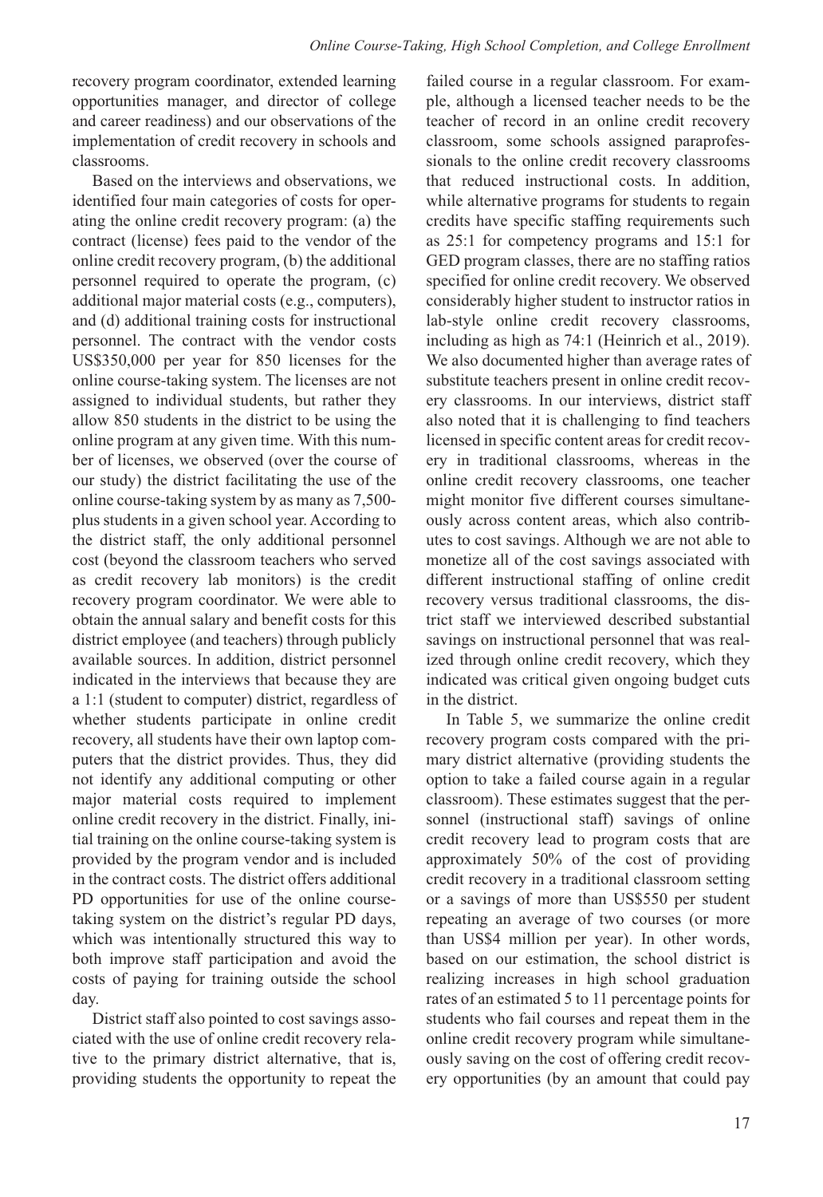recovery program coordinator, extended learning opportunities manager, and director of college and career readiness) and our observations of the implementation of credit recovery in schools and classrooms.

Based on the interviews and observations, we identified four main categories of costs for operating the online credit recovery program: (a) the contract (license) fees paid to the vendor of the online credit recovery program, (b) the additional personnel required to operate the program, (c) additional major material costs (e.g., computers), and (d) additional training costs for instructional personnel. The contract with the vendor costs US$350,000 per year for 850 licenses for the online course-taking system. The licenses are not assigned to individual students, but rather they allow 850 students in the district to be using the online program at any given time. With this number of licenses, we observed (over the course of our study) the district facilitating the use of the online course-taking system by as many as 7,500-plus students in a given school year. According to the district staff, the only additional personnel cost (beyond the classroom teachers who served as credit recovery lab monitors) is the credit recovery program coordinator. We were able to obtain the annual salary and benefit costs for this district employee (and teachers) through publicly available sources. In addition, district personnel indicated in the interviews that because they are a 1:1 (student to computer) district, regardless of whether students participate in online credit recovery, all students have their own laptop computers that the district provides. Thus, they did not identify any additional computing or other major material costs required to implement online credit recovery in the district. Finally, initial training on the online course-taking system is provided by the program vendor and is included in the contract costs. The district offers additional PD opportunities for use of the online course-taking system on the district's regular PD days, which was intentionally structured this way to both improve staff participation and avoid the costs of paying for training outside the school day.

District staff also pointed to cost savings associated with the use of online credit recovery relative to the primary district alternative, that is, providing students the opportunity to repeat the failed course in a regular classroom. For example, although a licensed teacher needs to be the teacher of record in an online credit recovery classroom, some schools assigned paraprofessionals to the online credit recovery classrooms that reduced instructional costs. In addition, while alternative programs for students to regain credits have specific staffing requirements such as 25:1 for competency programs and 15:1 for GED program classes, there are no staffing ratios specified for online credit recovery. We observed considerably higher student to instructor ratios in lab-style online credit recovery classrooms, including as high as 74:1 (Heinrich et al., 2019). We also documented higher than average rates of substitute teachers present in online credit recovery classrooms. In our interviews, district staff also noted that it is challenging to find teachers licensed in specific content areas for credit recovery in traditional classrooms, whereas in the online credit recovery classrooms, one teacher might monitor five different courses simultaneously across content areas, which also contributes to cost savings. Although we are not able to monetize all of the cost savings associated with different instructional staffing of online credit recovery versus traditional classrooms, the district staff we interviewed described substantial savings on instructional personnel that was realized through online credit recovery, which they indicated was critical given ongoing budget cuts in the district.

In Table 5, we summarize the online credit recovery program costs compared with the primary district alternative (providing students the option to take a failed course again in a regular classroom). These estimates suggest that the personnel (instructional staff) savings of online credit recovery lead to program costs that are approximately 50% of the cost of providing credit recovery in a traditional classroom setting or a savings of more than US$550 per student repeating an average of two courses (or more than US$4 million per year). In other words, based on our estimation, the school district is realizing increases in high school graduation rates of an estimated 5 to 11 percentage points for students who fail courses and repeat them in the online credit recovery program while simultaneously saving on the cost of offering credit recovery opportunities (by an amount that could pay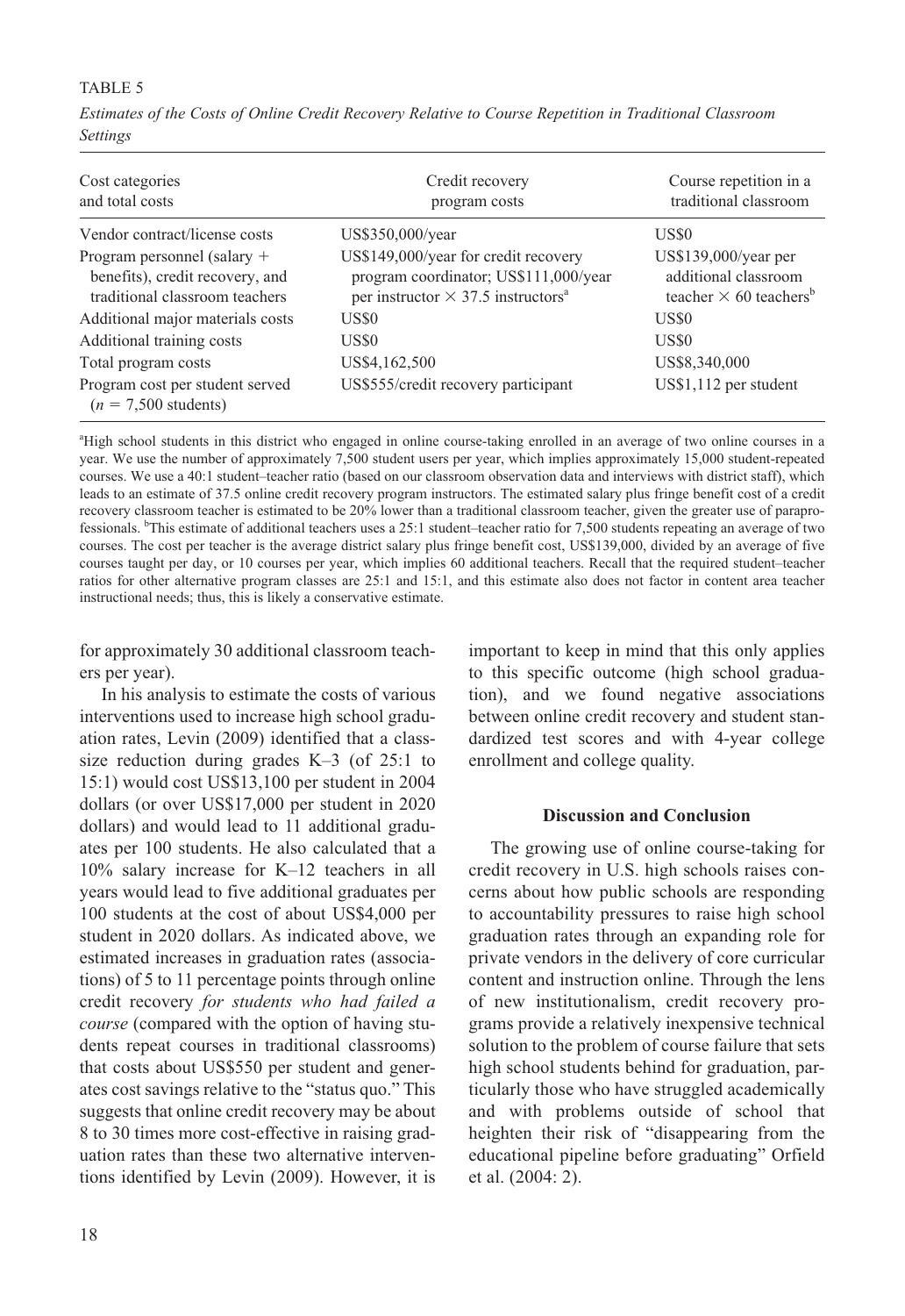TABLE 5

*Estimates of the Costs of Online Credit Recovery Relative to Course Repetition in Traditional Classroom Settings*

| Cost categories and total costs | Credit recovery program costs | Course repetition in a traditional classroom |
|---|---|---|
| Vendor contract/license costs | US$350,000/year | US$0 |
| Program personnel (salary + benefits), credit recovery, and traditional classroom teachers | US$149,000/year for credit recovery program coordinator; US$111,000/year per instructor × 37.5 instructors[a] | US$139,000/year per additional classroom teacher × 60 teachers[b] |
| Additional major materials costs | US$0 | US$0 |
| Additional training costs | US$0 | US$0 |
| Total program costs | US$4,162,500 | US$8,340,000 |
| Program cost per student served ($n$ = 7,500 students) | US$555/credit recovery participant | US$1,112 per student |

[a]High school students in this district who engaged in online course-taking enrolled in an average of two online courses in a year. We use the number of approximately 7,500 student users per year, which implies approximately 15,000 student-repeated courses. We use a 40:1 student–teacher ratio (based on our classroom observation data and interviews with district staff), which leads to an estimate of 37.5 online credit recovery program instructors. The estimated salary plus fringe benefit cost of a credit recovery classroom teacher is estimated to be 20% lower than a traditional classroom teacher, given the greater use of paraprofessionals. [b]This estimate of additional teachers uses a 25:1 student–teacher ratio for 7,500 students repeating an average of two courses. The cost per teacher is the average district salary plus fringe benefit cost, US$139,000, divided by an average of five courses taught per day, or 10 courses per year, which implies 60 additional teachers. Recall that the required student–teacher ratios for other alternative program classes are 25:1 and 15:1, and this estimate also does not factor in content area teacher instructional needs; thus, this is likely a conservative estimate.

for approximately 30 additional classroom teachers per year).

In his analysis to estimate the costs of various interventions used to increase high school graduation rates, Levin (2009) identified that a class-size reduction during grades K–3 (of 25:1 to 15:1) would cost US$13,100 per student in 2004 dollars (or over US$17,000 per student in 2020 dollars) and would lead to 11 additional graduates per 100 students. He also calculated that a 10% salary increase for K–12 teachers in all years would lead to five additional graduates per 100 students at the cost of about US$4,000 per student in 2020 dollars. As indicated above, we estimated increases in graduation rates (associations) of 5 to 11 percentage points through online credit recovery *for students who had failed a course* (compared with the option of having students repeat courses in traditional classrooms) that costs about US$550 per student and generates cost savings relative to the "status quo." This suggests that online credit recovery may be about 8 to 30 times more cost-effective in raising graduation rates than these two alternative interventions identified by Levin (2009). However, it is important to keep in mind that this only applies to this specific outcome (high school graduation), and we found negative associations between online credit recovery and student standardized test scores and with 4-year college enrollment and college quality.

## Discussion and Conclusion

The growing use of online course-taking for credit recovery in U.S. high schools raises concerns about how public schools are responding to accountability pressures to raise high school graduation rates through an expanding role for private vendors in the delivery of core curricular content and instruction online. Through the lens of new institutionalism, credit recovery programs provide a relatively inexpensive technical solution to the problem of course failure that sets high school students behind for graduation, particularly those who have struggled academically and with problems outside of school that heighten their risk of "disappearing from the educational pipeline before graduating" Orfield et al. (2004: 2).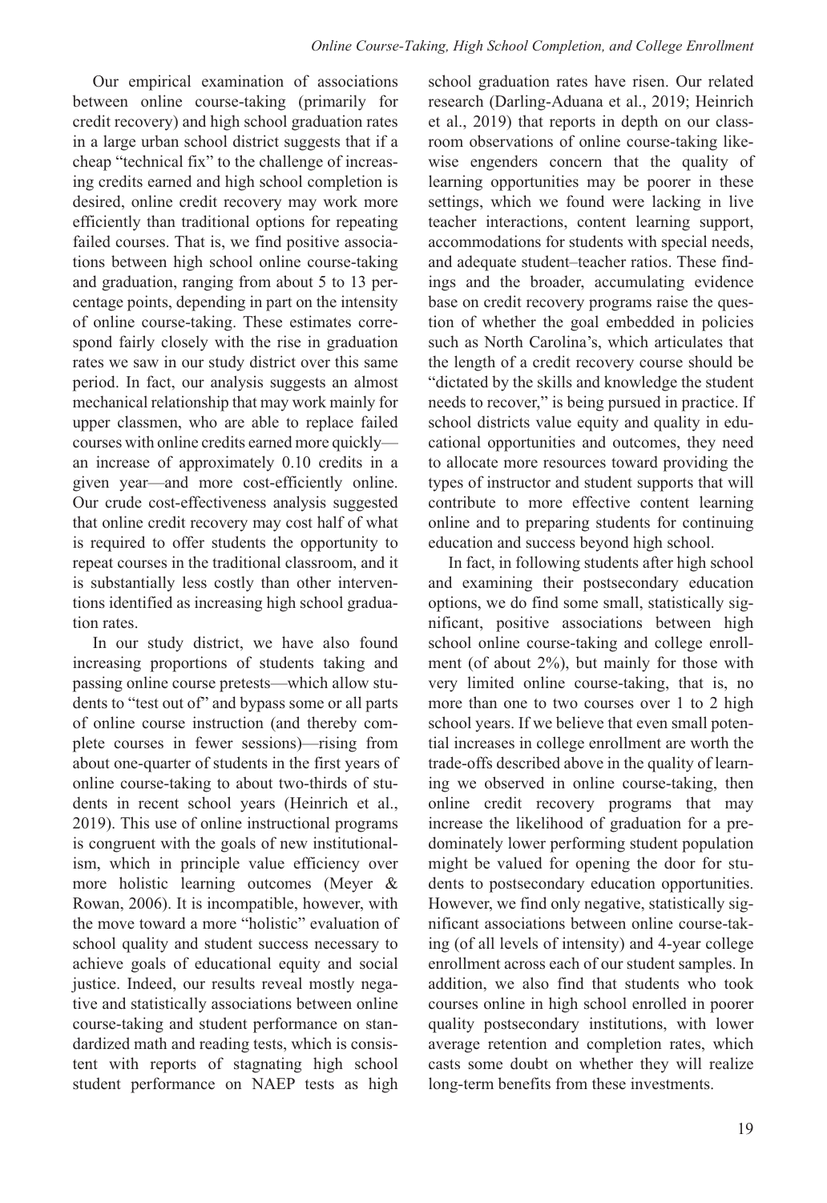Our empirical examination of associations between online course-taking (primarily for credit recovery) and high school graduation rates in a large urban school district suggests that if a cheap "technical fix" to the challenge of increasing credits earned and high school completion is desired, online credit recovery may work more efficiently than traditional options for repeating failed courses. That is, we find positive associations between high school online course-taking and graduation, ranging from about 5 to 13 percentage points, depending in part on the intensity of online course-taking. These estimates correspond fairly closely with the rise in graduation rates we saw in our study district over this same period. In fact, our analysis suggests an almost mechanical relationship that may work mainly for upper classmen, who are able to replace failed courses with online credits earned more quickly—an increase of approximately 0.10 credits in a given year—and more cost-efficiently online. Our crude cost-effectiveness analysis suggested that online credit recovery may cost half of what is required to offer students the opportunity to repeat courses in the traditional classroom, and it is substantially less costly than other interventions identified as increasing high school graduation rates.

In our study district, we have also found increasing proportions of students taking and passing online course pretests—which allow students to "test out of" and bypass some or all parts of online course instruction (and thereby complete courses in fewer sessions)—rising from about one-quarter of students in the first years of online course-taking to about two-thirds of students in recent school years (Heinrich et al., 2019). This use of online instructional programs is congruent with the goals of new institutionalism, which in principle value efficiency over more holistic learning outcomes (Meyer & Rowan, 2006). It is incompatible, however, with the move toward a more "holistic" evaluation of school quality and student success necessary to achieve goals of educational equity and social justice. Indeed, our results reveal mostly negative and statistically associations between online course-taking and student performance on standardized math and reading tests, which is consistent with reports of stagnating high school student performance on NAEP tests as high school graduation rates have risen. Our related research (Darling-Aduana et al., 2019; Heinrich et al., 2019) that reports in depth on our classroom observations of online course-taking likewise engenders concern that the quality of learning opportunities may be poorer in these settings, which we found were lacking in live teacher interactions, content learning support, accommodations for students with special needs, and adequate student–teacher ratios. These findings and the broader, accumulating evidence base on credit recovery programs raise the question of whether the goal embedded in policies such as North Carolina's, which articulates that the length of a credit recovery course should be "dictated by the skills and knowledge the student needs to recover," is being pursued in practice. If school districts value equity and quality in educational opportunities and outcomes, they need to allocate more resources toward providing the types of instructor and student supports that will contribute to more effective content learning online and to preparing students for continuing education and success beyond high school.

In fact, in following students after high school and examining their postsecondary education options, we do find some small, statistically significant, positive associations between high school online course-taking and college enrollment (of about 2%), but mainly for those with very limited online course-taking, that is, no more than one to two courses over 1 to 2 high school years. If we believe that even small potential increases in college enrollment are worth the trade-offs described above in the quality of learning we observed in online course-taking, then online credit recovery programs that may increase the likelihood of graduation for a predominately lower performing student population might be valued for opening the door for students to postsecondary education opportunities. However, we find only negative, statistically significant associations between online course-taking (of all levels of intensity) and 4-year college enrollment across each of our student samples. In addition, we also find that students who took courses online in high school enrolled in poorer quality postsecondary institutions, with lower average retention and completion rates, which casts some doubt on whether they will realize long-term benefits from these investments.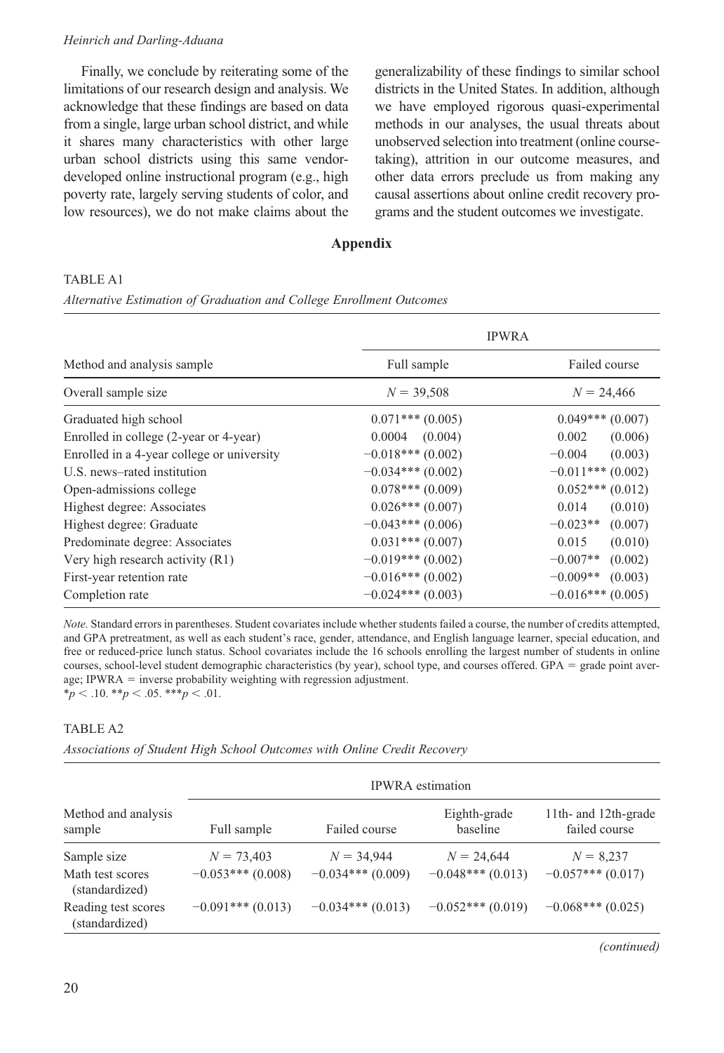Finally, we conclude by reiterating some of the limitations of our research design and analysis. We acknowledge that these findings are based on data from a single, large urban school district, and while it shares many characteristics with other large urban school districts using this same vendor-developed online instructional program (e.g., high poverty rate, largely serving students of color, and low resources), we do not make claims about the generalizability of these findings to similar school districts in the United States. In addition, although we have employed rigorous quasi-experimental methods in our analyses, the usual threats about unobserved selection into treatment (online course-taking), attrition in our outcome measures, and other data errors preclude us from making any causal assertions about online credit recovery programs and the student outcomes we investigate.

## Appendix

TABLE A1

*Alternative Estimation of Graduation and College Enrollment Outcomes*

| | IPWRA | |
|---|---|---|
| Method and analysis sample | Full sample | Failed course |
| Overall sample size | $N = 39{,}508$ | $N = 24{,}466$ |
| Graduated high school | 0.071*** (0.005) | 0.049*** (0.007) |
| Enrolled in college (2-year or 4-year) | 0.0004 (0.004) | 0.002 (0.006) |
| Enrolled in a 4-year college or university | −0.018*** (0.002) | −0.004 (0.003) |
| U.S. news–rated institution | −0.034*** (0.002) | −0.011*** (0.002) |
| Open-admissions college | 0.078*** (0.009) | 0.052*** (0.012) |
| Highest degree: Associates | 0.026*** (0.007) | 0.014 (0.010) |
| Highest degree: Graduate | −0.043*** (0.006) | −0.023** (0.007) |
| Predominate degree: Associates | 0.031*** (0.007) | 0.015 (0.010) |
| Very high research activity (R1) | −0.019*** (0.002) | −0.007** (0.002) |
| First-year retention rate | −0.016*** (0.002) | −0.009** (0.003) |
| Completion rate | −0.024*** (0.003) | −0.016*** (0.005) |

*Note.* Standard errors in parentheses. Student covariates include whether students failed a course, the number of credits attempted, and GPA pretreatment, as well as each student's race, gender, attendance, and English language learner, special education, and free or reduced-price lunch status. School covariates include the 16 schools enrolling the largest number of students in online courses, school-level student demographic characteristics (by year), school type, and courses offered. GPA = grade point average; IPWRA = inverse probability weighting with regression adjustment.
*$p < .10$. **$p < .05$. ***$p < .01$.

TABLE A2

*Associations of Student High School Outcomes with Online Credit Recovery*

| | IPWRA estimation | | | |
|---|---|---|---|---|
| Method and analysis sample | Full sample | Failed course | Eighth-grade baseline | 11th- and 12th-grade failed course |
| Sample size | $N = 73{,}403$ | $N = 34{,}944$ | $N = 24{,}644$ | $N = 8{,}237$ |
| Math test scores (standardized) | −0.053*** (0.008) | −0.034*** (0.009) | −0.048*** (0.013) | −0.057*** (0.017) |
| Reading test scores (standardized) | −0.091*** (0.013) | −0.034*** (0.013) | −0.052*** (0.019) | −0.068*** (0.025) |

*(continued)*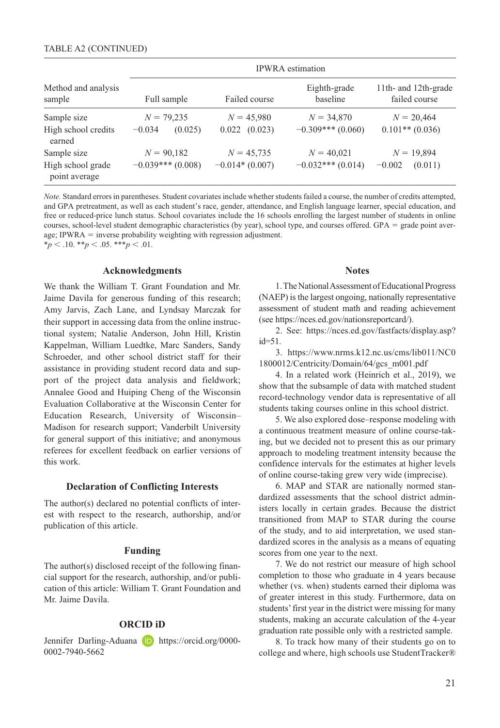TABLE A2 (CONTINUED)

| Method and analysis sample | IPWRA estimation | | | |
|---|---|---|---|---|
| | Full sample | Failed course | Eighth-grade baseline | 11th- and 12th-grade failed course |
| Sample size | $N$ = 79,235 | $N$ = 45,980 | $N$ = 34,870 | $N$ = 20,464 |
| High school credits earned | −0.034 (0.025) | 0.022 (0.023) | −0.309*** (0.060) | 0.101** (0.036) |
| Sample size | $N$ = 90,182 | $N$ = 45,735 | $N$ = 40,021 | $N$ = 19,894 |
| High school grade point average | −0.039*** (0.008) | −0.014* (0.007) | −0.032*** (0.014) | −0.002 (0.011) |

*Note.* Standard errors in parentheses. Student covariates include whether students failed a course, the number of credits attempted, and GPA pretreatment, as well as each student's race, gender, attendance, and English language learner, special education, and free or reduced-price lunch status. School covariates include the 16 schools enrolling the largest number of students in online courses, school-level student demographic characteristics (by year), school type, and courses offered. GPA = grade point average; IPWRA = inverse probability weighting with regression adjustment.
*$p < .10$. **$p < .05$. ***$p < .01$.

## Acknowledgments

We thank the William T. Grant Foundation and Mr. Jaime Davila for generous funding of this research; Amy Jarvis, Zach Lane, and Lyndsay Marczak for their support in accessing data from the online instructional system; Natalie Anderson, John Hill, Kristin Kappelman, William Luedtke, Marc Sanders, Sandy Schroeder, and other school district staff for their assistance in providing student record data and support of the project data analysis and fieldwork; Annalee Good and Huiping Cheng of the Wisconsin Evaluation Collaborative at the Wisconsin Center for Education Research, University of Wisconsin–Madison for research support; Vanderbilt University for general support of this initiative; and anonymous referees for excellent feedback on earlier versions of this work.

## Declaration of Conflicting Interests

The author(s) declared no potential conflicts of interest with respect to the research, authorship, and/or publication of this article.

## Funding

The author(s) disclosed receipt of the following financial support for the research, authorship, and/or publication of this article: William T. Grant Foundation and Mr. Jaime Davila.

## ORCID iD

Jennifer Darling-Aduana https://orcid.org/0000-0002-7940-5662

## Notes

1. The National Assessment of Educational Progress (NAEP) is the largest ongoing, nationally representative assessment of student math and reading achievement (see https://nces.ed.gov/nationsreportcard/).

2. See: https://nces.ed.gov/fastfacts/display.asp?id=51.

3. https://www.nrms.k12.nc.us/cms/lib011/NC01800012/Centricity/Domain/64/gcs_m001.pdf

4. In a related work (Heinrich et al., 2019), we show that the subsample of data with matched student record-technology vendor data is representative of all students taking courses online in this school district.

5. We also explored dose–response modeling with a continuous treatment measure of online course-taking, but we decided not to present this as our primary approach to modeling treatment intensity because the confidence intervals for the estimates at higher levels of online course-taking grew very wide (imprecise).

6. MAP and STAR are nationally normed standardized assessments that the school district administers locally in certain grades. Because the district transitioned from MAP to STAR during the course of the study, and to aid interpretation, we used standardized scores in the analysis as a means of equating scores from one year to the next.

7. We do not restrict our measure of high school completion to those who graduate in 4 years because whether (vs. when) students earned their diploma was of greater interest in this study. Furthermore, data on students' first year in the district were missing for many students, making an accurate calculation of the 4-year graduation rate possible only with a restricted sample.

8. To track how many of their students go on to college and where, high schools use StudentTracker®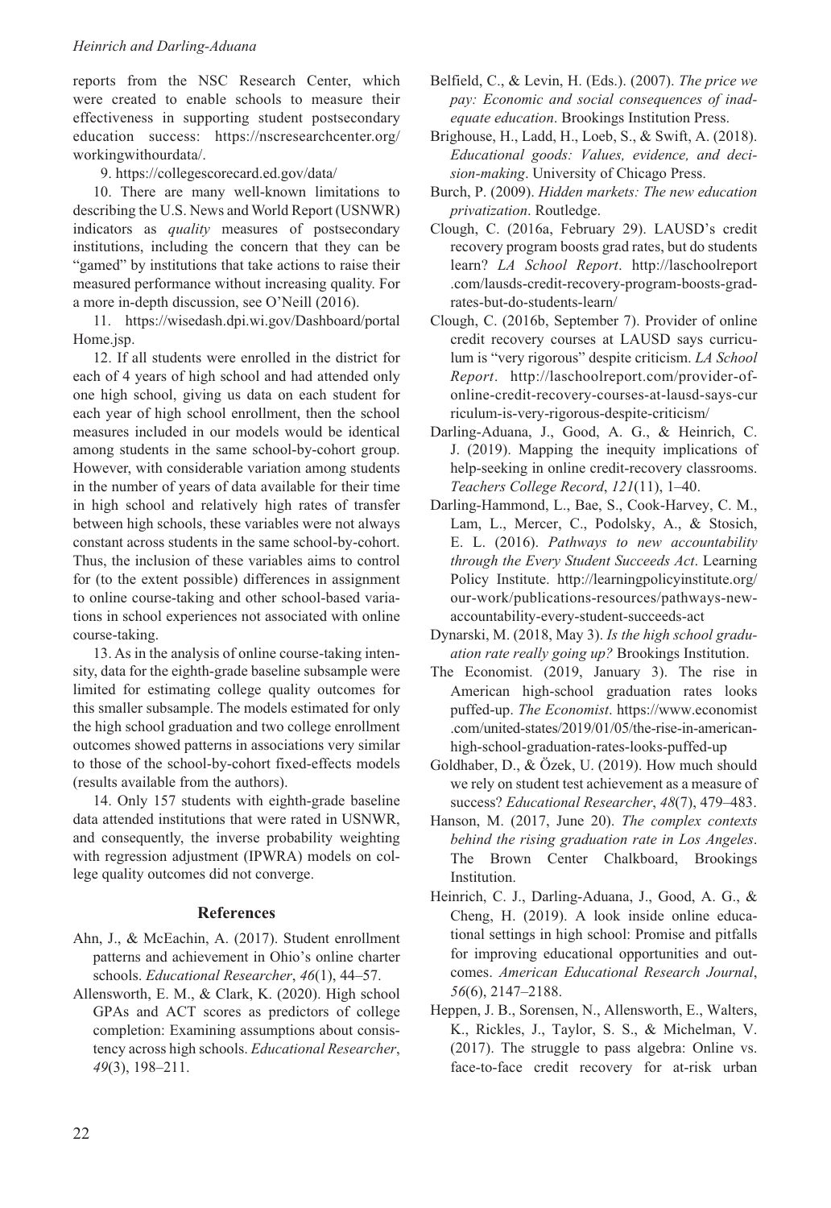reports from the NSC Research Center, which were created to enable schools to measure their effectiveness in supporting student postsecondary education success: https://nscresearchcenter.org/workingwithourdata/.

9. https://collegescorecard.ed.gov/data/

10. There are many well-known limitations to describing the U.S. News and World Report (USNWR) indicators as *quality* measures of postsecondary institutions, including the concern that they can be "gamed" by institutions that take actions to raise their measured performance without increasing quality. For a more in-depth discussion, see O'Neill (2016).

11. https://wisedash.dpi.wi.gov/Dashboard/portalHome.jsp.

12. If all students were enrolled in the district for each of 4 years of high school and had attended only one high school, giving us data on each student for each year of high school enrollment, then the school measures included in our models would be identical among students in the same school-by-cohort group. However, with considerable variation among students in the number of years of data available for their time in high school and relatively high rates of transfer between high schools, these variables were not always constant across students in the same school-by-cohort. Thus, the inclusion of these variables aims to control for (to the extent possible) differences in assignment to online course-taking and other school-based variations in school experiences not associated with online course-taking.

13. As in the analysis of online course-taking intensity, data for the eighth-grade baseline subsample were limited for estimating college quality outcomes for this smaller subsample. The models estimated for only the high school graduation and two college enrollment outcomes showed patterns in associations very similar to those of the school-by-cohort fixed-effects models (results available from the authors).

14. Only 157 students with eighth-grade baseline data attended institutions that were rated in USNWR, and consequently, the inverse probability weighting with regression adjustment (IPWRA) models on college quality outcomes did not converge.

## References

Ahn, J., & McEachin, A. (2017). Student enrollment patterns and achievement in Ohio's online charter schools. *Educational Researcher*, *46*(1), 44–57.

Allensworth, E. M., & Clark, K. (2020). High school GPAs and ACT scores as predictors of college completion: Examining assumptions about consistency across high schools. *Educational Researcher*, *49*(3), 198–211.

Belfield, C., & Levin, H. (Eds.). (2007). *The price we pay: Economic and social consequences of inadequate education*. Brookings Institution Press.

Brighouse, H., Ladd, H., Loeb, S., & Swift, A. (2018). *Educational goods: Values, evidence, and decision-making*. University of Chicago Press.

Burch, P. (2009). *Hidden markets: The new education privatization*. Routledge.

Clough, C. (2016a, February 29). LAUSD's credit recovery program boosts grad rates, but do students learn? *LA School Report*. http://laschoolreport.com/lausds-credit-recovery-program-boosts-grad-rates-but-do-students-learn/

Clough, C. (2016b, September 7). Provider of online credit recovery courses at LAUSD says curriculum is "very rigorous" despite criticism. *LA School Report*. http://laschoolreport.com/provider-of-online-credit-recovery-courses-at-lausd-says-curriculum-is-very-rigorous-despite-criticism/

Darling-Aduana, J., Good, A. G., & Heinrich, C. J. (2019). Mapping the inequity implications of help-seeking in online credit-recovery classrooms. *Teachers College Record*, *121*(11), 1–40.

Darling-Hammond, L., Bae, S., Cook-Harvey, C. M., Lam, L., Mercer, C., Podolsky, A., & Stosich, E. L. (2016). *Pathways to new accountability through the Every Student Succeeds Act*. Learning Policy Institute. http://learningpolicyinstitute.org/our-work/publications-resources/pathways-new-accountability-every-student-succeeds-act

Dynarski, M. (2018, May 3). *Is the high school graduation rate really going up?* Brookings Institution.

The Economist. (2019, January 3). The rise in American high-school graduation rates looks puffed-up. *The Economist*. https://www.economist.com/united-states/2019/01/05/the-rise-in-american-high-school-graduation-rates-looks-puffed-up

Goldhaber, D., & Özek, U. (2019). How much should we rely on student test achievement as a measure of success? *Educational Researcher*, *48*(7), 479–483.

Hanson, M. (2017, June 20). *The complex contexts behind the rising graduation rate in Los Angeles*. The Brown Center Chalkboard, Brookings Institution.

Heinrich, C. J., Darling-Aduana, J., Good, A. G., & Cheng, H. (2019). A look inside online educational settings in high school: Promise and pitfalls for improving educational opportunities and outcomes. *American Educational Research Journal*, *56*(6), 2147–2188.

Heppen, J. B., Sorensen, N., Allensworth, E., Walters, K., Rickles, J., Taylor, S. S., & Michelman, V. (2017). The struggle to pass algebra: Online vs. face-to-face credit recovery for at-risk urban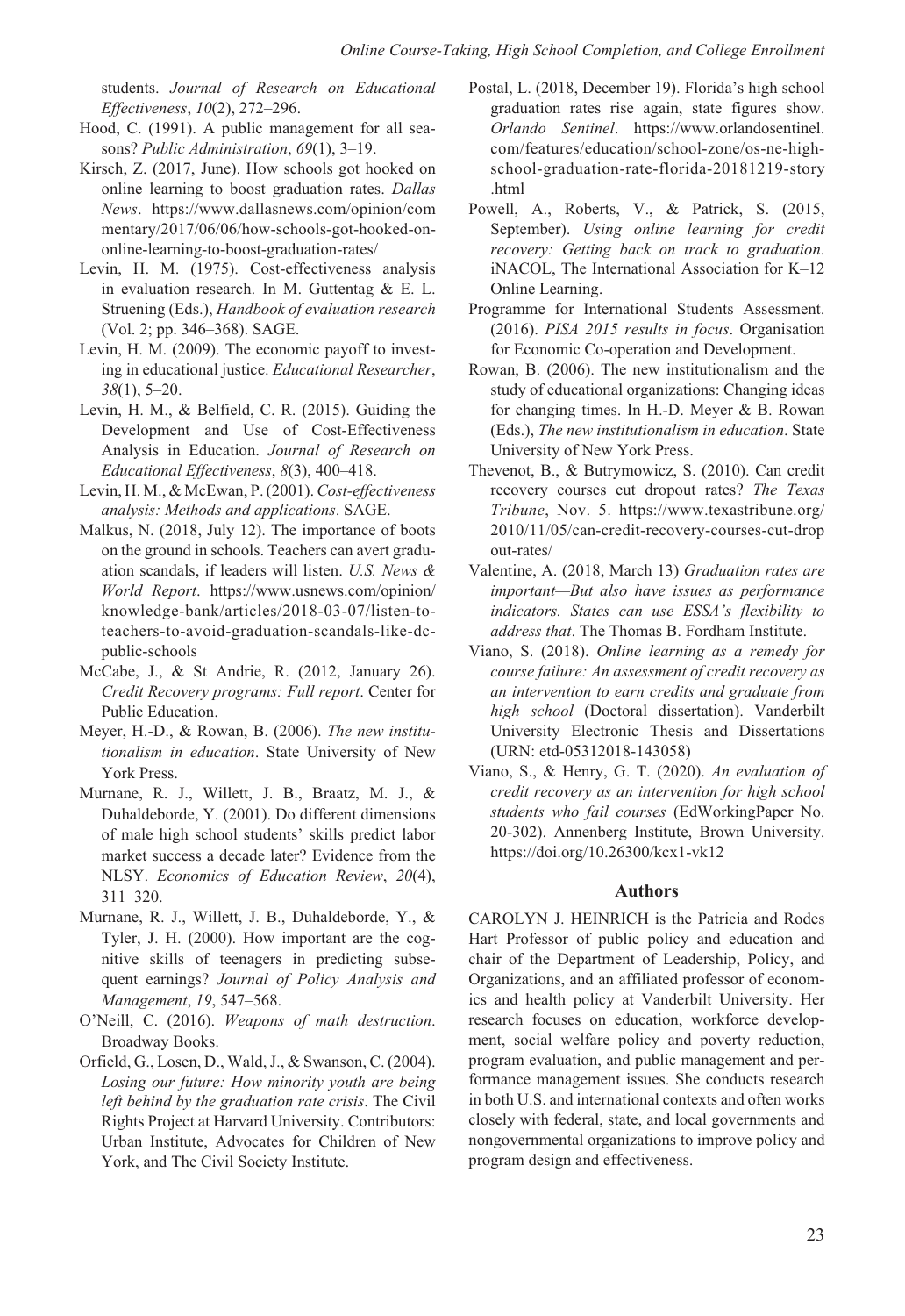students. *Journal of Research on Educational Effectiveness*, *10*(2), 272–296.

Hood, C. (1991). A public management for all seasons? *Public Administration*, *69*(1), 3–19.

Kirsch, Z. (2017, June). How schools got hooked on online learning to boost graduation rates. *Dallas News*. https://www.dallasnews.com/opinion/commentary/2017/06/06/how-schools-got-hooked-on-online-learning-to-boost-graduation-rates/

Levin, H. M. (1975). Cost-effectiveness analysis in evaluation research. In M. Guttentag & E. L. Struening (Eds.), *Handbook of evaluation research* (Vol. 2; pp. 346–368). SAGE.

Levin, H. M. (2009). The economic payoff to investing in educational justice. *Educational Researcher*, *38*(1), 5–20.

Levin, H. M., & Belfield, C. R. (2015). Guiding the Development and Use of Cost-Effectiveness Analysis in Education. *Journal of Research on Educational Effectiveness*, *8*(3), 400–418.

Levin, H. M., & McEwan, P. (2001). *Cost-effectiveness analysis: Methods and applications*. SAGE.

Malkus, N. (2018, July 12). The importance of boots on the ground in schools. Teachers can avert graduation scandals, if leaders will listen. *U.S. News & World Report*. https://www.usnews.com/opinion/knowledge-bank/articles/2018-03-07/listen-to-teachers-to-avoid-graduation-scandals-like-dc-public-schools

McCabe, J., & St Andrie, R. (2012, January 26). *Credit Recovery programs: Full report*. Center for Public Education.

Meyer, H.-D., & Rowan, B. (2006). *The new institutionalism in education*. State University of New York Press.

Murnane, R. J., Willett, J. B., Braatz, M. J., & Duhaldeborde, Y. (2001). Do different dimensions of male high school students' skills predict labor market success a decade later? Evidence from the NLSY. *Economics of Education Review*, *20*(4), 311–320.

Murnane, R. J., Willett, J. B., Duhaldeborde, Y., & Tyler, J. H. (2000). How important are the cognitive skills of teenagers in predicting subsequent earnings? *Journal of Policy Analysis and Management*, *19*, 547–568.

O'Neill, C. (2016). *Weapons of math destruction*. Broadway Books.

Orfield, G., Losen, D., Wald, J., & Swanson, C. (2004). *Losing our future: How minority youth are being left behind by the graduation rate crisis*. The Civil Rights Project at Harvard University. Contributors: Urban Institute, Advocates for Children of New York, and The Civil Society Institute.

Postal, L. (2018, December 19). Florida's high school graduation rates rise again, state figures show. *Orlando Sentinel*. https://www.orlandosentinel.com/features/education/school-zone/os-ne-high-school-graduation-rate-florida-20181219-story.html

Powell, A., Roberts, V., & Patrick, S. (2015, September). *Using online learning for credit recovery: Getting back on track to graduation*. iNACOL, The International Association for K–12 Online Learning.

Programme for International Students Assessment. (2016). *PISA 2015 results in focus*. Organisation for Economic Co-operation and Development.

Rowan, B. (2006). The new institutionalism and the study of educational organizations: Changing ideas for changing times. In H.-D. Meyer & B. Rowan (Eds.), *The new institutionalism in education*. State University of New York Press.

Thevenot, B., & Butrymowicz, S. (2010). Can credit recovery courses cut dropout rates? *The Texas Tribune*, Nov. 5. https://www.texastribune.org/2010/11/05/can-credit-recovery-courses-cut-dropout-rates/

Valentine, A. (2018, March 13) *Graduation rates are important—But also have issues as performance indicators. States can use ESSA's flexibility to address that*. The Thomas B. Fordham Institute.

Viano, S. (2018). *Online learning as a remedy for course failure: An assessment of credit recovery as an intervention to earn credits and graduate from high school* (Doctoral dissertation). Vanderbilt University Electronic Thesis and Dissertations (URN: etd-05312018-143058)

Viano, S., & Henry, G. T. (2020). *An evaluation of credit recovery as an intervention for high school students who fail courses* (EdWorkingPaper No. 20-302). Annenberg Institute, Brown University. https://doi.org/10.26300/kcx1-vk12

## Authors

CAROLYN J. HEINRICH is the Patricia and Rodes Hart Professor of public policy and education and chair of the Department of Leadership, Policy, and Organizations, and an affiliated professor of economics and health policy at Vanderbilt University. Her research focuses on education, workforce development, social welfare policy and poverty reduction, program evaluation, and public management and performance management issues. She conducts research in both U.S. and international contexts and often works closely with federal, state, and local governments and nongovernmental organizations to improve policy and program design and effectiveness.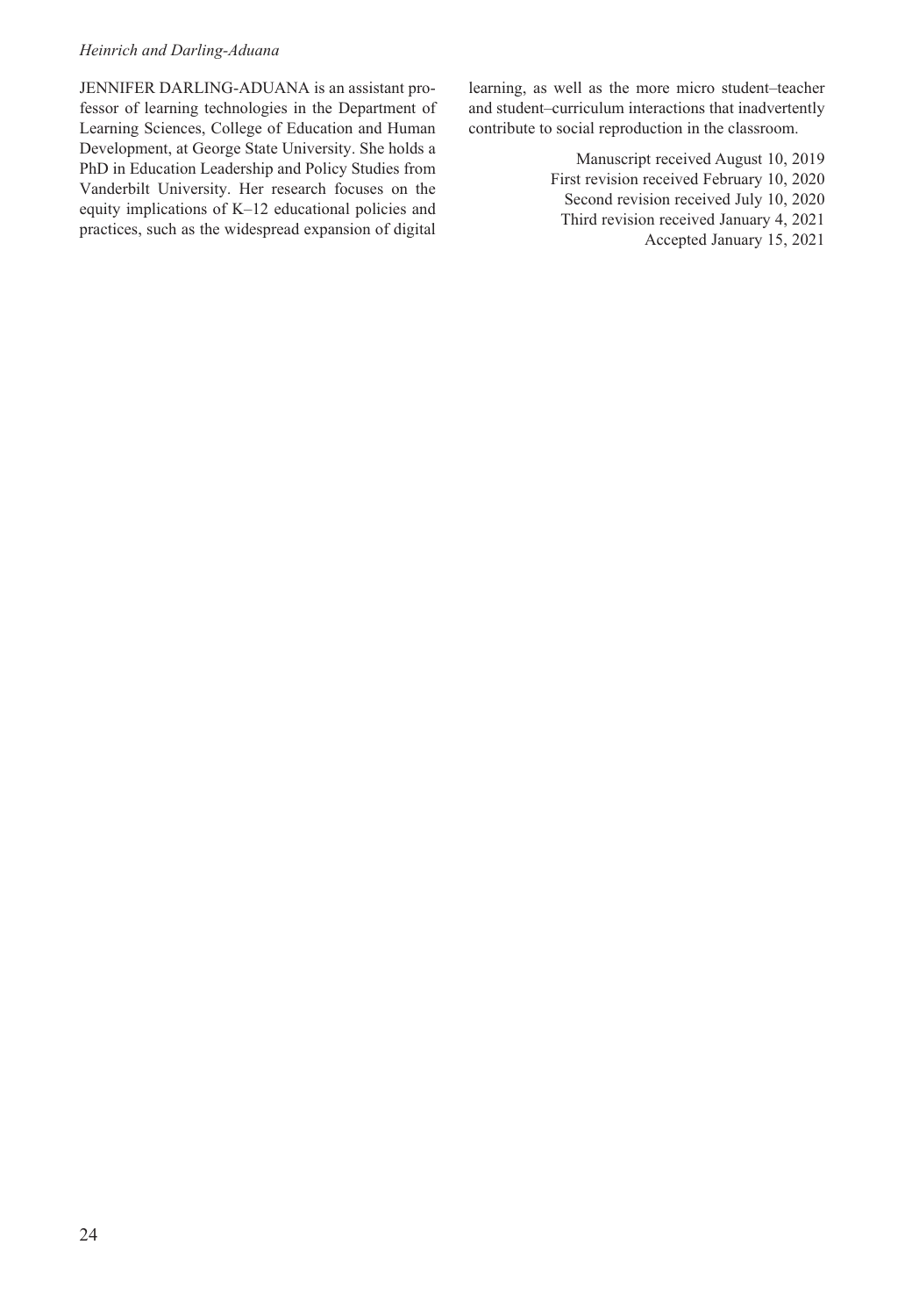JENNIFER DARLING-ADUANA is an assistant professor of learning technologies in the Department of Learning Sciences, College of Education and Human Development, at George State University. She holds a PhD in Education Leadership and Policy Studies from Vanderbilt University. Her research focuses on the equity implications of K–12 educational policies and practices, such as the widespread expansion of digital learning, as well as the more micro student–teacher and student–curriculum interactions that inadvertently contribute to social reproduction in the classroom.

Manuscript received August 10, 2019
First revision received February 10, 2020
Second revision received July 10, 2020
Third revision received January 4, 2021
Accepted January 15, 2021